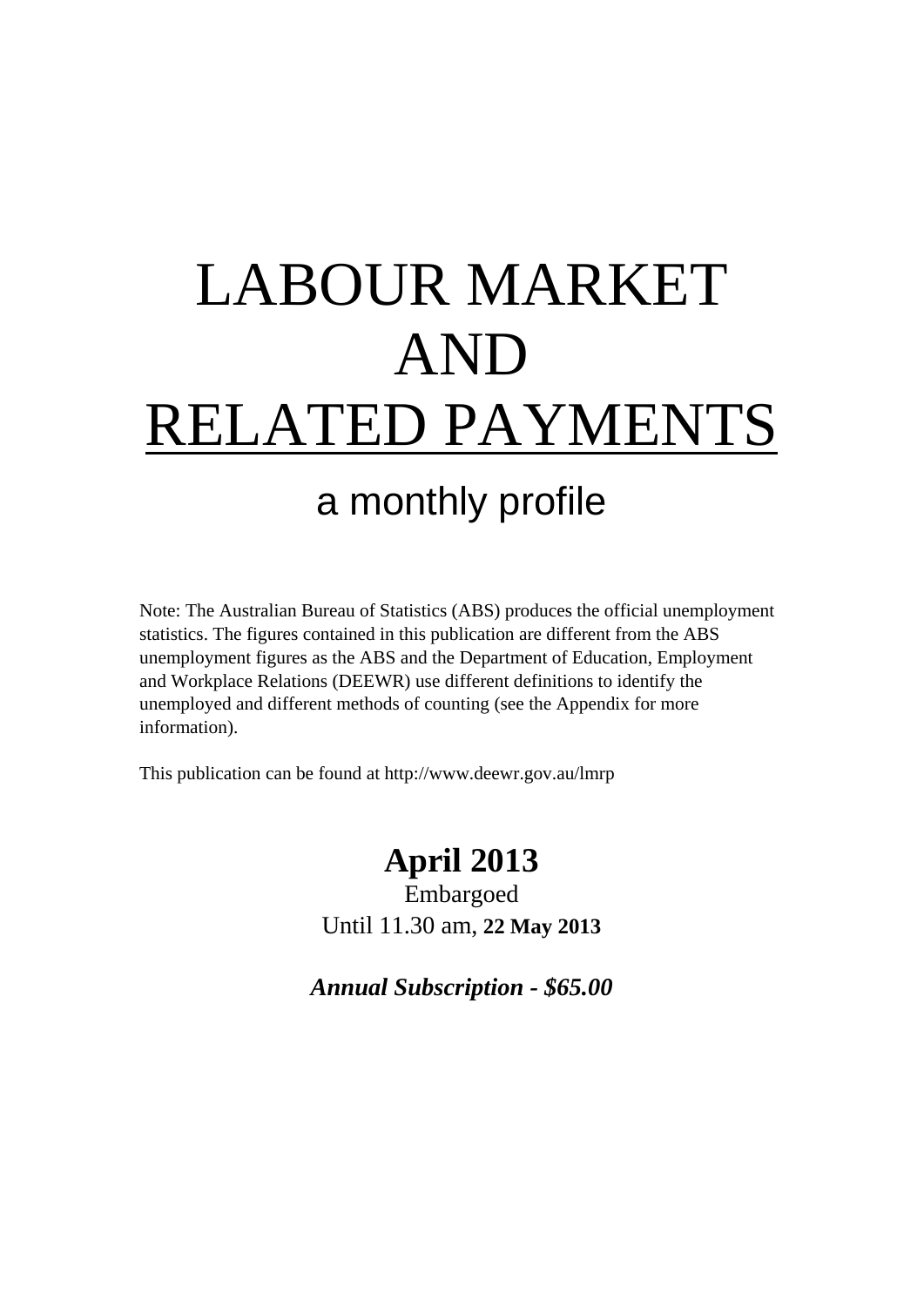# LABOUR MARKET AND RELATED PAYMENTS

## a monthly profile

Note: The Australian Bureau of Statistics (ABS) produces the official unemployment statistics. The figures contained in this publication are different from the ABS unemployment figures as the ABS and the Department of Education, Employment and Workplace Relations (DEEWR) use different definitions to identify the unemployed and different methods of counting (see the Appendix for more information).

This publication can be found at http://www.deewr.gov.au/lmrp

**April 2013**

Embargoed

Until 11.30 am, **22 May 2013**

***Annual Subscription - $65.00***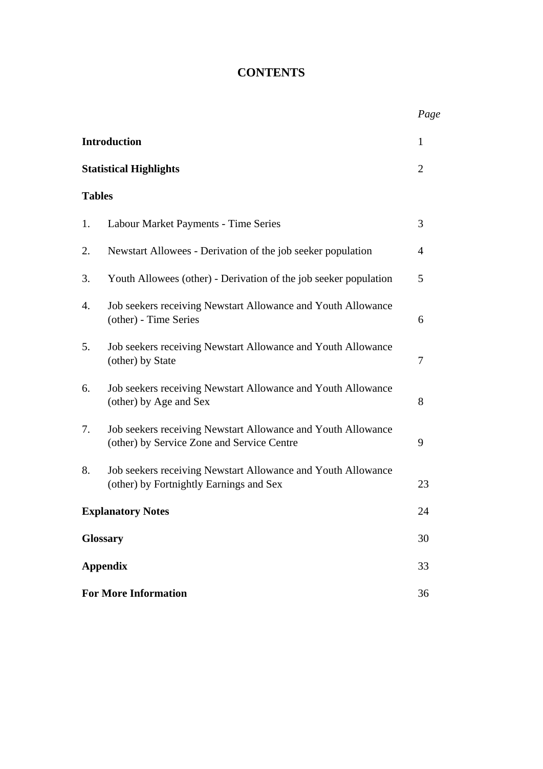# CONTENTS

| | | *Page* |
|---|---|---|
| **Introduction** | | 1 |
| **Statistical Highlights** | | 2 |
| **Tables** | | |
| 1. | Labour Market Payments - Time Series | 3 |
| 2. | Newstart Allowees - Derivation of the job seeker population | 4 |
| 3. | Youth Allowees (other) - Derivation of the job seeker population | 5 |
| 4. | Job seekers receiving Newstart Allowance and Youth Allowance (other) - Time Series | 6 |
| 5. | Job seekers receiving Newstart Allowance and Youth Allowance (other) by State | 7 |
| 6. | Job seekers receiving Newstart Allowance and Youth Allowance (other) by Age and Sex | 8 |
| 7. | Job seekers receiving Newstart Allowance and Youth Allowance (other) by Service Zone and Service Centre | 9 |
| 8. | Job seekers receiving Newstart Allowance and Youth Allowance (other) by Fortnightly Earnings and Sex | 23 |
| **Explanatory Notes** | | 24 |
| **Glossary** | | 30 |
| **Appendix** | | 33 |
| **For More Information** | | 36 |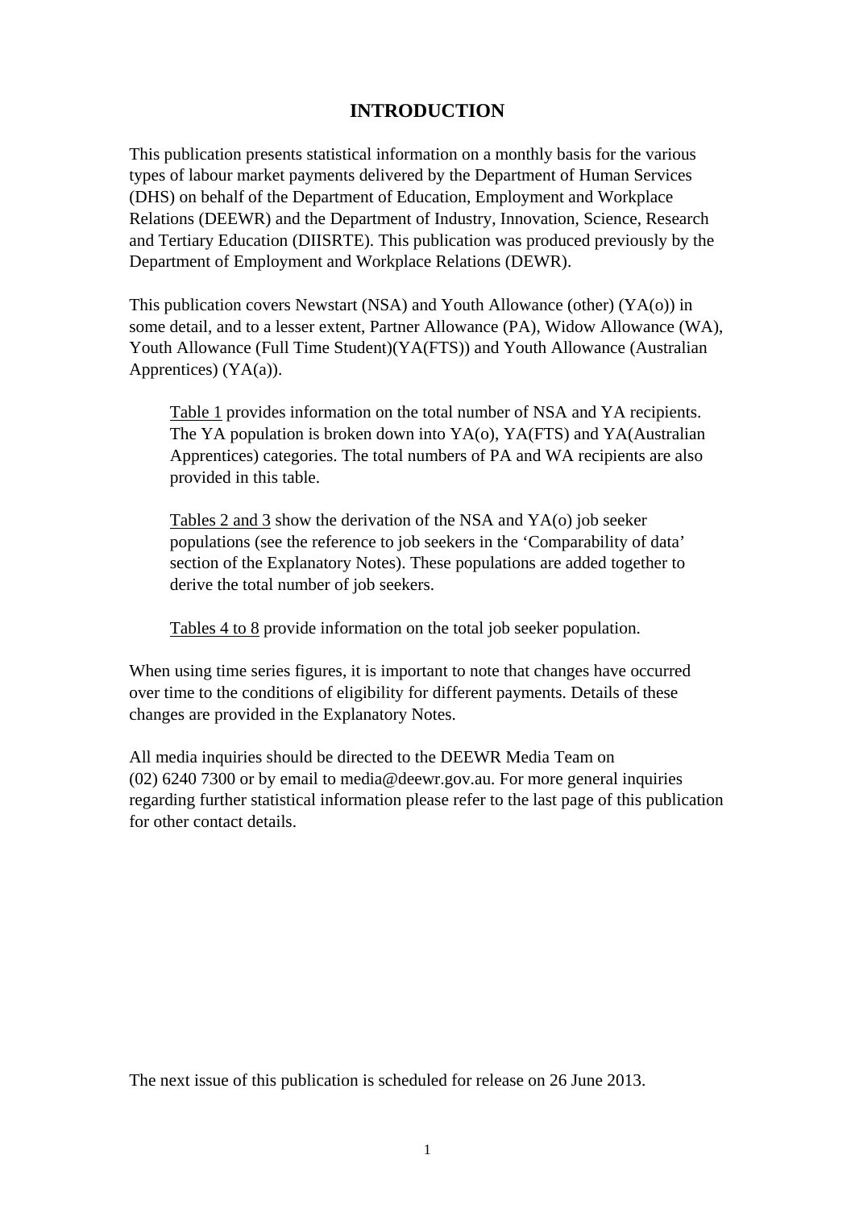# INTRODUCTION

This publication presents statistical information on a monthly basis for the various types of labour market payments delivered by the Department of Human Services (DHS) on behalf of the Department of Education, Employment and Workplace Relations (DEEWR) and the Department of Industry, Innovation, Science, Research and Tertiary Education (DIISRTE). This publication was produced previously by the Department of Employment and Workplace Relations (DEWR).

This publication covers Newstart (NSA) and Youth Allowance (other) (YA(o)) in some detail, and to a lesser extent, Partner Allowance (PA), Widow Allowance (WA), Youth Allowance (Full Time Student)(YA(FTS)) and Youth Allowance (Australian Apprentices) (YA(a)).

> Table 1 provides information on the total number of NSA and YA recipients. The YA population is broken down into YA(o), YA(FTS) and YA(Australian Apprentices) categories. The total numbers of PA and WA recipients are also provided in this table.
>
> Tables 2 and 3 show the derivation of the NSA and YA(o) job seeker populations (see the reference to job seekers in the 'Comparability of data' section of the Explanatory Notes). These populations are added together to derive the total number of job seekers.
>
> Tables 4 to 8 provide information on the total job seeker population.

When using time series figures, it is important to note that changes have occurred over time to the conditions of eligibility for different payments. Details of these changes are provided in the Explanatory Notes.

All media inquiries should be directed to the DEEWR Media Team on (02) 6240 7300 or by email to media@deewr.gov.au. For more general inquiries regarding further statistical information please refer to the last page of this publication for other contact details.

The next issue of this publication is scheduled for release on 26 June 2013.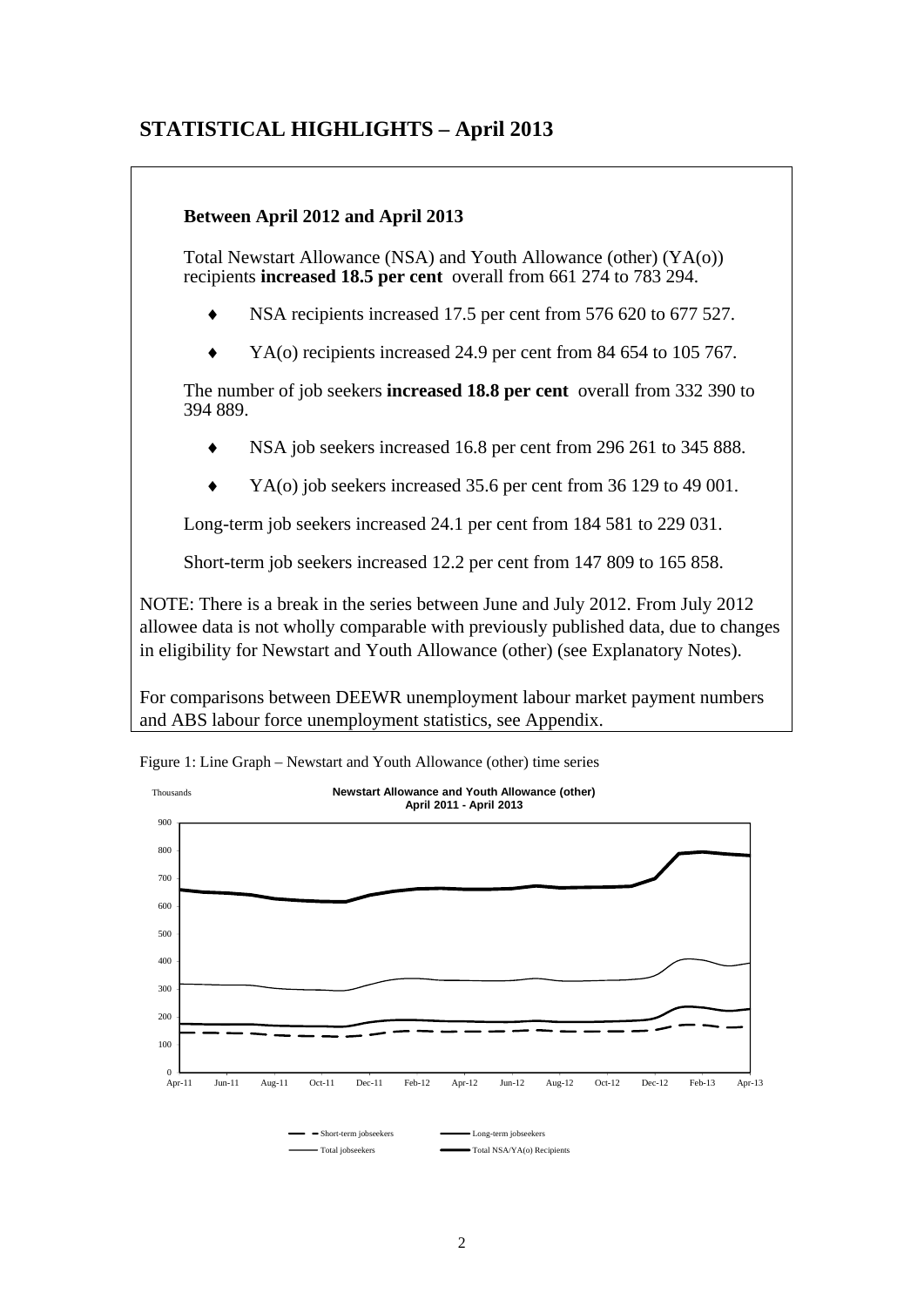## STATISTICAL HIGHLIGHTS – April 2013

**Between April 2012 and April 2013**

Total Newstart Allowance (NSA) and Youth Allowance (other) (YA(o)) recipients **increased 18.5 per cent** overall from 661 274 to 783 294.

- NSA recipients increased 17.5 per cent from 576 620 to 677 527.
- YA(o) recipients increased 24.9 per cent from 84 654 to 105 767.

The number of job seekers **increased 18.8 per cent** overall from 332 390 to 394 889.

- NSA job seekers increased 16.8 per cent from 296 261 to 345 888.
- YA(o) job seekers increased 35.6 per cent from 36 129 to 49 001.

Long-term job seekers increased 24.1 per cent from 184 581 to 229 031.

Short-term job seekers increased 12.2 per cent from 147 809 to 165 858.

NOTE: There is a break in the series between June and July 2012. From July 2012 allowee data is not wholly comparable with previously published data, due to changes in eligibility for Newstart and Youth Allowance (other) (see Explanatory Notes).

For comparisons between DEEWR unemployment labour market payment numbers and ABS labour force unemployment statistics, see Appendix.

Figure 1: Line Graph – Newstart and Youth Allowance (other) time series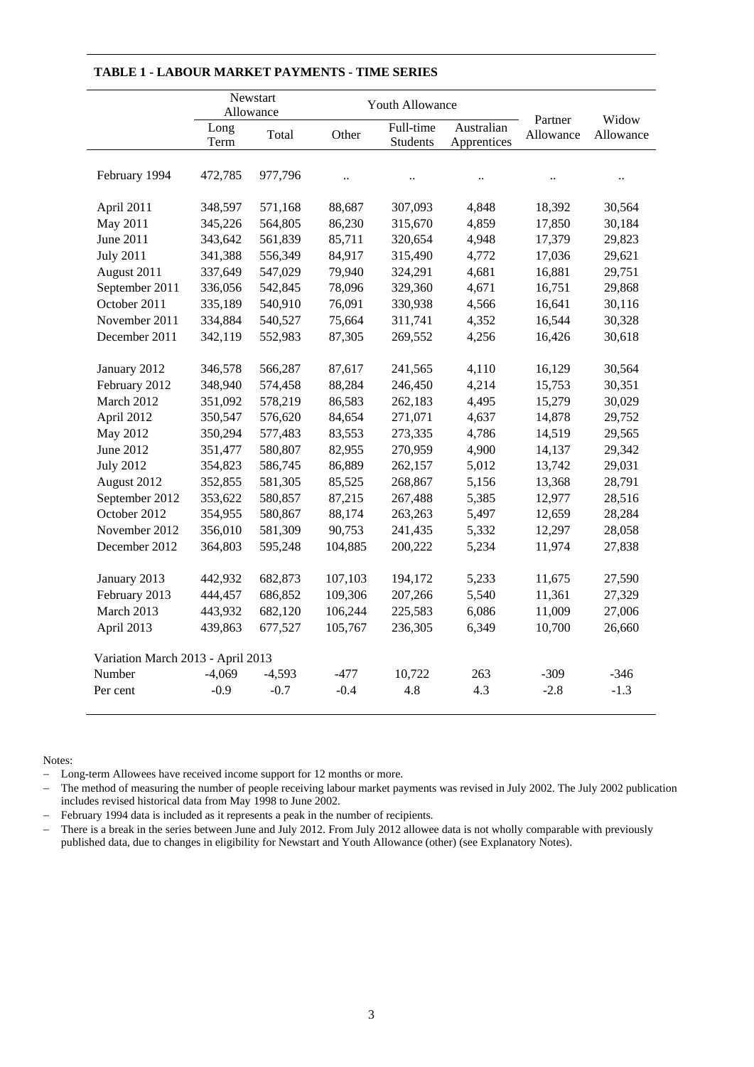**TABLE 1 - LABOUR MARKET PAYMENTS - TIME SERIES**

| | Newstart Allowance | | Youth Allowance | | | Partner Allowance | Widow Allowance |
|---|---|---|---|---|---|---|---|
| | Long Term | Total | Other | Full-time Students | Australian Apprentices | | |
| February 1994 | 472,785 | 977,796 | .. | .. | .. | .. | .. |
| April 2011 | 348,597 | 571,168 | 88,687 | 307,093 | 4,848 | 18,392 | 30,564 |
| May 2011 | 345,226 | 564,805 | 86,230 | 315,670 | 4,859 | 17,850 | 30,184 |
| June 2011 | 343,642 | 561,839 | 85,711 | 320,654 | 4,948 | 17,379 | 29,823 |
| July 2011 | 341,388 | 556,349 | 84,917 | 315,490 | 4,772 | 17,036 | 29,621 |
| August 2011 | 337,649 | 547,029 | 79,940 | 324,291 | 4,681 | 16,881 | 29,751 |
| September 2011 | 336,056 | 542,845 | 78,096 | 329,360 | 4,671 | 16,751 | 29,868 |
| October 2011 | 335,189 | 540,910 | 76,091 | 330,938 | 4,566 | 16,641 | 30,116 |
| November 2011 | 334,884 | 540,527 | 75,664 | 311,741 | 4,352 | 16,544 | 30,328 |
| December 2011 | 342,119 | 552,983 | 87,305 | 269,552 | 4,256 | 16,426 | 30,618 |
| January 2012 | 346,578 | 566,287 | 87,617 | 241,565 | 4,110 | 16,129 | 30,564 |
| February 2012 | 348,940 | 574,458 | 88,284 | 246,450 | 4,214 | 15,753 | 30,351 |
| March 2012 | 351,092 | 578,219 | 86,583 | 262,183 | 4,495 | 15,279 | 30,029 |
| April 2012 | 350,547 | 576,620 | 84,654 | 271,071 | 4,637 | 14,878 | 29,752 |
| May 2012 | 350,294 | 577,483 | 83,553 | 273,335 | 4,786 | 14,519 | 29,565 |
| June 2012 | 351,477 | 580,807 | 82,955 | 270,959 | 4,900 | 14,137 | 29,342 |
| July 2012 | 354,823 | 586,745 | 86,889 | 262,157 | 5,012 | 13,742 | 29,031 |
| August 2012 | 352,855 | 581,305 | 85,525 | 268,867 | 5,156 | 13,368 | 28,791 |
| September 2012 | 353,622 | 580,857 | 87,215 | 267,488 | 5,385 | 12,977 | 28,516 |
| October 2012 | 354,955 | 580,867 | 88,174 | 263,263 | 5,497 | 12,659 | 28,284 |
| November 2012 | 356,010 | 581,309 | 90,753 | 241,435 | 5,332 | 12,297 | 28,058 |
| December 2012 | 364,803 | 595,248 | 104,885 | 200,222 | 5,234 | 11,974 | 27,838 |
| January 2013 | 442,932 | 682,873 | 107,103 | 194,172 | 5,233 | 11,675 | 27,590 |
| February 2013 | 444,457 | 686,852 | 109,306 | 207,266 | 5,540 | 11,361 | 27,329 |
| March 2013 | 443,932 | 682,120 | 106,244 | 225,583 | 6,086 | 11,009 | 27,006 |
| April 2013 | 439,863 | 677,527 | 105,767 | 236,305 | 6,349 | 10,700 | 26,660 |
| Variation March 2013 - April 2013 | | | | | | | |
| Number | -4,069 | -4,593 | -477 | 10,722 | 263 | -309 | -346 |
| Per cent | -0.9 | -0.7 | -0.4 | 4.8 | 4.3 | -2.8 | -1.3 |

Notes:

- Long-term Allowees have received income support for 12 months or more.
- The method of measuring the number of people receiving labour market payments was revised in July 2002. The July 2002 publication includes revised historical data from May 1998 to June 2002.
- February 1994 data is included as it represents a peak in the number of recipients.
- There is a break in the series between June and July 2012. From July 2012 allowee data is not wholly comparable with previously published data, due to changes in eligibility for Newstart and Youth Allowance (other) (see Explanatory Notes).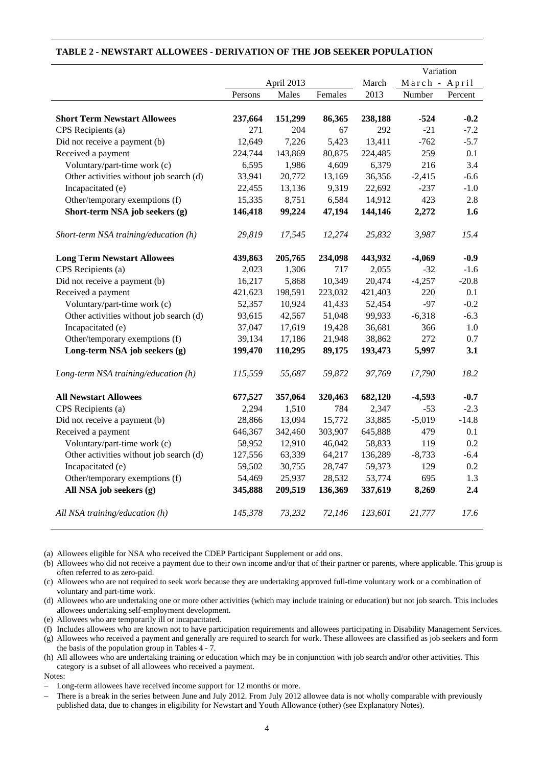## TABLE 2 - NEWSTART ALLOWEES - DERIVATION OF THE JOB SEEKER POPULATION

| | April 2013 | | | March | Variation March - April | |
|---|---|---|---|---|---|---|
| | Persons | Males | Females | 2013 | Number | Percent |
| **Short Term Newstart Allowees** | **237,664** | **151,299** | **86,365** | **238,188** | **-524** | **-0.2** |
| CPS Recipients (a) | 271 | 204 | 67 | 292 | -21 | -7.2 |
| Did not receive a payment (b) | 12,649 | 7,226 | 5,423 | 13,411 | -762 | -5.7 |
| Received a payment | 224,744 | 143,869 | 80,875 | 224,485 | 259 | 0.1 |
| Voluntary/part-time work (c) | 6,595 | 1,986 | 4,609 | 6,379 | 216 | 3.4 |
| Other activities without job search (d) | 33,941 | 20,772 | 13,169 | 36,356 | -2,415 | -6.6 |
| Incapacitated (e) | 22,455 | 13,136 | 9,319 | 22,692 | -237 | -1.0 |
| Other/temporary exemptions (f) | 15,335 | 8,751 | 6,584 | 14,912 | 423 | 2.8 |
| **Short-term NSA job seekers (g)** | **146,418** | **99,224** | **47,194** | **144,146** | **2,272** | **1.6** |
| *Short-term NSA training/education (h)* | *29,819* | *17,545* | *12,274* | *25,832* | *3,987* | *15.4* |
| **Long Term Newstart Allowees** | **439,863** | **205,765** | **234,098** | **443,932** | **-4,069** | **-0.9** |
| CPS Recipients (a) | 2,023 | 1,306 | 717 | 2,055 | -32 | -1.6 |
| Did not receive a payment (b) | 16,217 | 5,868 | 10,349 | 20,474 | -4,257 | -20.8 |
| Received a payment | 421,623 | 198,591 | 223,032 | 421,403 | 220 | 0.1 |
| Voluntary/part-time work (c) | 52,357 | 10,924 | 41,433 | 52,454 | -97 | -0.2 |
| Other activities without job search (d) | 93,615 | 42,567 | 51,048 | 99,933 | -6,318 | -6.3 |
| Incapacitated (e) | 37,047 | 17,619 | 19,428 | 36,681 | 366 | 1.0 |
| Other/temporary exemptions (f) | 39,134 | 17,186 | 21,948 | 38,862 | 272 | 0.7 |
| **Long-term NSA job seekers (g)** | **199,470** | **110,295** | **89,175** | **193,473** | **5,997** | **3.1** |
| *Long-term NSA training/education (h)* | *115,559* | *55,687* | *59,872* | *97,769* | *17,790* | *18.2* |
| **All Newstart Allowees** | **677,527** | **357,064** | **320,463** | **682,120** | **-4,593** | **-0.7** |
| CPS Recipients (a) | 2,294 | 1,510 | 784 | 2,347 | -53 | -2.3 |
| Did not receive a payment (b) | 28,866 | 13,094 | 15,772 | 33,885 | -5,019 | -14.8 |
| Received a payment | 646,367 | 342,460 | 303,907 | 645,888 | 479 | 0.1 |
| Voluntary/part-time work (c) | 58,952 | 12,910 | 46,042 | 58,833 | 119 | 0.2 |
| Other activities without job search (d) | 127,556 | 63,339 | 64,217 | 136,289 | -8,733 | -6.4 |
| Incapacitated (e) | 59,502 | 30,755 | 28,747 | 59,373 | 129 | 0.2 |
| Other/temporary exemptions (f) | 54,469 | 25,937 | 28,532 | 53,774 | 695 | 1.3 |
| **All NSA job seekers (g)** | **345,888** | **209,519** | **136,369** | **337,619** | **8,269** | **2.4** |
| *All NSA training/education (h)* | *145,378* | *73,232* | *72,146* | *123,601* | *21,777* | *17.6* |

(a) Allowees eligible for NSA who received the CDEP Participant Supplement or add ons.

(b) Allowees who did not receive a payment due to their own income and/or that of their partner or parents, where applicable. This group is often referred to as zero-paid.

(c) Allowees who are not required to seek work because they are undertaking approved full-time voluntary work or a combination of voluntary and part-time work.

(d) Allowees who are undertaking one or more other activities (which may include training or education) but not job search. This includes allowees undertaking self-employment development.

(e) Allowees who are temporarily ill or incapacitated.

(f) Includes allowees who are known not to have participation requirements and allowees participating in Disability Management Services.

(g) Allowees who received a payment and generally are required to search for work. These allowees are classified as job seekers and form the basis of the population group in Tables 4 - 7.

(h) All allowees who are undertaking training or education which may be in conjunction with job search and/or other activities. This category is a subset of all allowees who received a payment.

Notes:

- Long-term allowees have received income support for 12 months or more.
- There is a break in the series between June and July 2012. From July 2012 allowee data is not wholly comparable with previously published data, due to changes in eligibility for Newstart and Youth Allowance (other) (see Explanatory Notes).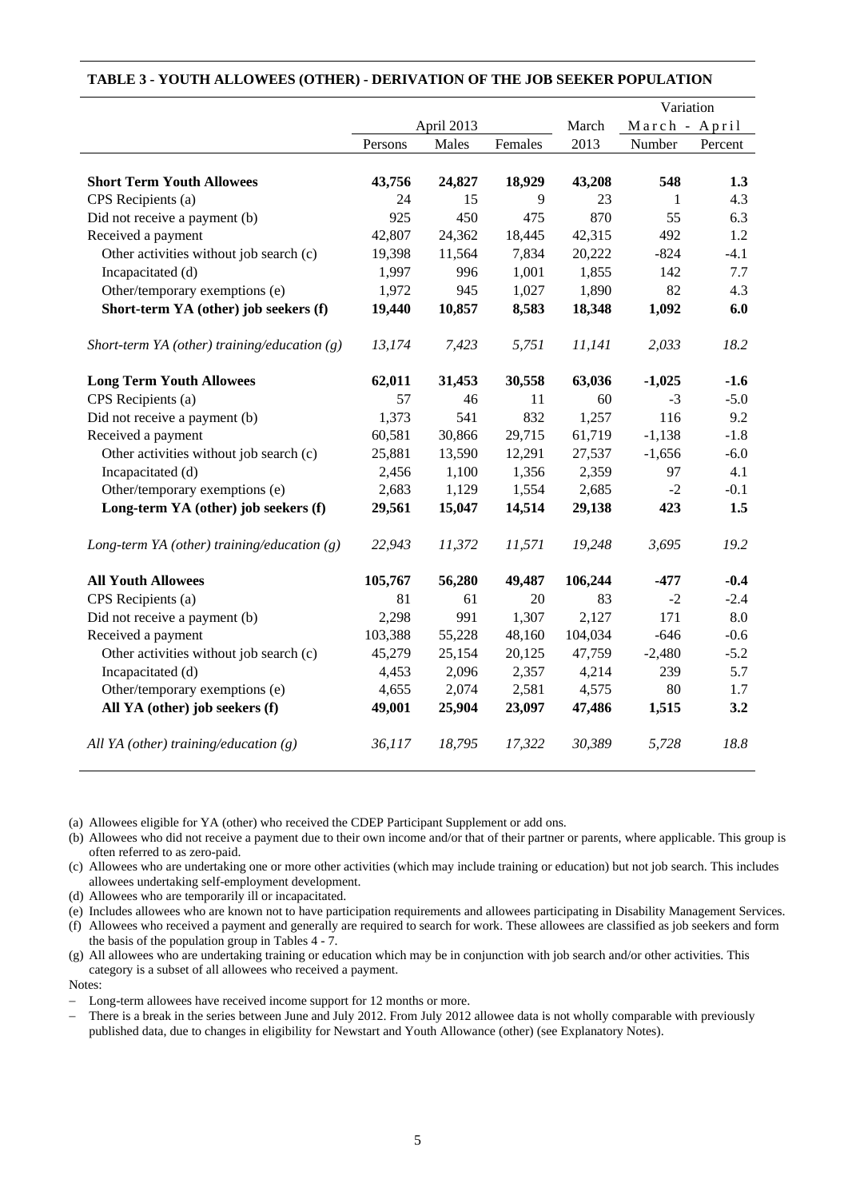**TABLE 3 - YOUTH ALLOWEES (OTHER) - DERIVATION OF THE JOB SEEKER POPULATION**

| | April 2013 | | | March | Variation March - April | |
|---|---|---|---|---|---|---|
| | Persons | Males | Females | 2013 | Number | Percent |
| **Short Term Youth Allowees** | **43,756** | **24,827** | **18,929** | **43,208** | **548** | **1.3** |
| CPS Recipients (a) | 24 | 15 | 9 | 23 | 1 | 4.3 |
| Did not receive a payment (b) | 925 | 450 | 475 | 870 | 55 | 6.3 |
| Received a payment | 42,807 | 24,362 | 18,445 | 42,315 | 492 | 1.2 |
| Other activities without job search (c) | 19,398 | 11,564 | 7,834 | 20,222 | -824 | -4.1 |
| Incapacitated (d) | 1,997 | 996 | 1,001 | 1,855 | 142 | 7.7 |
| Other/temporary exemptions (e) | 1,972 | 945 | 1,027 | 1,890 | 82 | 4.3 |
| **Short-term YA (other) job seekers (f)** | **19,440** | **10,857** | **8,583** | **18,348** | **1,092** | **6.0** |
| *Short-term YA (other) training/education (g)* | *13,174* | *7,423* | *5,751* | *11,141* | *2,033* | *18.2* |
| **Long Term Youth Allowees** | **62,011** | **31,453** | **30,558** | **63,036** | **-1,025** | **-1.6** |
| CPS Recipients (a) | 57 | 46 | 11 | 60 | -3 | -5.0 |
| Did not receive a payment (b) | 1,373 | 541 | 832 | 1,257 | 116 | 9.2 |
| Received a payment | 60,581 | 30,866 | 29,715 | 61,719 | -1,138 | -1.8 |
| Other activities without job search (c) | 25,881 | 13,590 | 12,291 | 27,537 | -1,656 | -6.0 |
| Incapacitated (d) | 2,456 | 1,100 | 1,356 | 2,359 | 97 | 4.1 |
| Other/temporary exemptions (e) | 2,683 | 1,129 | 1,554 | 2,685 | -2 | -0.1 |
| **Long-term YA (other) job seekers (f)** | **29,561** | **15,047** | **14,514** | **29,138** | **423** | **1.5** |
| *Long-term YA (other) training/education (g)* | *22,943* | *11,372* | *11,571* | *19,248* | *3,695* | *19.2* |
| **All Youth Allowees** | **105,767** | **56,280** | **49,487** | **106,244** | **-477** | **-0.4** |
| CPS Recipients (a) | 81 | 61 | 20 | 83 | -2 | -2.4 |
| Did not receive a payment (b) | 2,298 | 991 | 1,307 | 2,127 | 171 | 8.0 |
| Received a payment | 103,388 | 55,228 | 48,160 | 104,034 | -646 | -0.6 |
| Other activities without job search (c) | 45,279 | 25,154 | 20,125 | 47,759 | -2,480 | -5.2 |
| Incapacitated (d) | 4,453 | 2,096 | 2,357 | 4,214 | 239 | 5.7 |
| Other/temporary exemptions (e) | 4,655 | 2,074 | 2,581 | 4,575 | 80 | 1.7 |
| **All YA (other) job seekers (f)** | **49,001** | **25,904** | **23,097** | **47,486** | **1,515** | **3.2** |
| *All YA (other) training/education (g)* | *36,117* | *18,795* | *17,322* | *30,389* | *5,728* | *18.8* |

(a) Allowees eligible for YA (other) who received the CDEP Participant Supplement or add ons.

(b) Allowees who did not receive a payment due to their own income and/or that of their partner or parents, where applicable. This group is often referred to as zero-paid.

(c) Allowees who are undertaking one or more other activities (which may include training or education) but not job search. This includes allowees undertaking self-employment development.

(d) Allowees who are temporarily ill or incapacitated.

(e) Includes allowees who are known not to have participation requirements and allowees participating in Disability Management Services.

(f) Allowees who received a payment and generally are required to search for work. These allowees are classified as job seekers and form the basis of the population group in Tables 4 - 7.

(g) All allowees who are undertaking training or education which may be in conjunction with job search and/or other activities. This category is a subset of all allowees who received a payment.

Notes:

- Long-term allowees have received income support for 12 months or more.
- There is a break in the series between June and July 2012. From July 2012 allowee data is not wholly comparable with previously published data, due to changes in eligibility for Newstart and Youth Allowance (other) (see Explanatory Notes).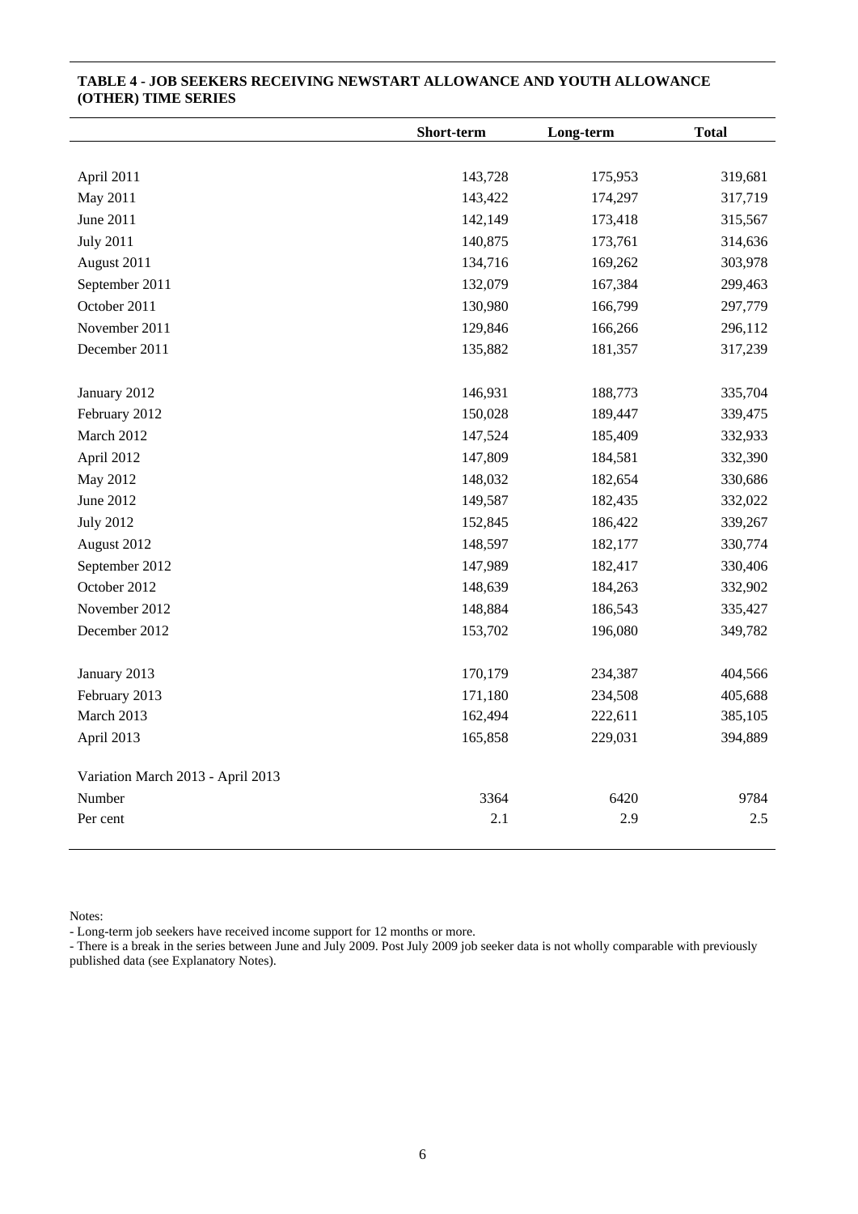**TABLE 4 - JOB SEEKERS RECEIVING NEWSTART ALLOWANCE AND YOUTH ALLOWANCE (OTHER) TIME SERIES**

| | Short-term | Long-term | Total |
|---|---|---|---|
| April 2011 | 143,728 | 175,953 | 319,681 |
| May 2011 | 143,422 | 174,297 | 317,719 |
| June 2011 | 142,149 | 173,418 | 315,567 |
| July 2011 | 140,875 | 173,761 | 314,636 |
| August 2011 | 134,716 | 169,262 | 303,978 |
| September 2011 | 132,079 | 167,384 | 299,463 |
| October 2011 | 130,980 | 166,799 | 297,779 |
| November 2011 | 129,846 | 166,266 | 296,112 |
| December 2011 | 135,882 | 181,357 | 317,239 |
| January 2012 | 146,931 | 188,773 | 335,704 |
| February 2012 | 150,028 | 189,447 | 339,475 |
| March 2012 | 147,524 | 185,409 | 332,933 |
| April 2012 | 147,809 | 184,581 | 332,390 |
| May 2012 | 148,032 | 182,654 | 330,686 |
| June 2012 | 149,587 | 182,435 | 332,022 |
| July 2012 | 152,845 | 186,422 | 339,267 |
| August 2012 | 148,597 | 182,177 | 330,774 |
| September 2012 | 147,989 | 182,417 | 330,406 |
| October 2012 | 148,639 | 184,263 | 332,902 |
| November 2012 | 148,884 | 186,543 | 335,427 |
| December 2012 | 153,702 | 196,080 | 349,782 |
| January 2013 | 170,179 | 234,387 | 404,566 |
| February 2013 | 171,180 | 234,508 | 405,688 |
| March 2013 | 162,494 | 222,611 | 385,105 |
| April 2013 | 165,858 | 229,031 | 394,889 |
| Variation March 2013 - April 2013 | | | |
| Number | 3364 | 6420 | 9784 |
| Per cent | 2.1 | 2.9 | 2.5 |

Notes:

- Long-term job seekers have received income support for 12 months or more.
- There is a break in the series between June and July 2009. Post July 2009 job seeker data is not wholly comparable with previously published data (see Explanatory Notes).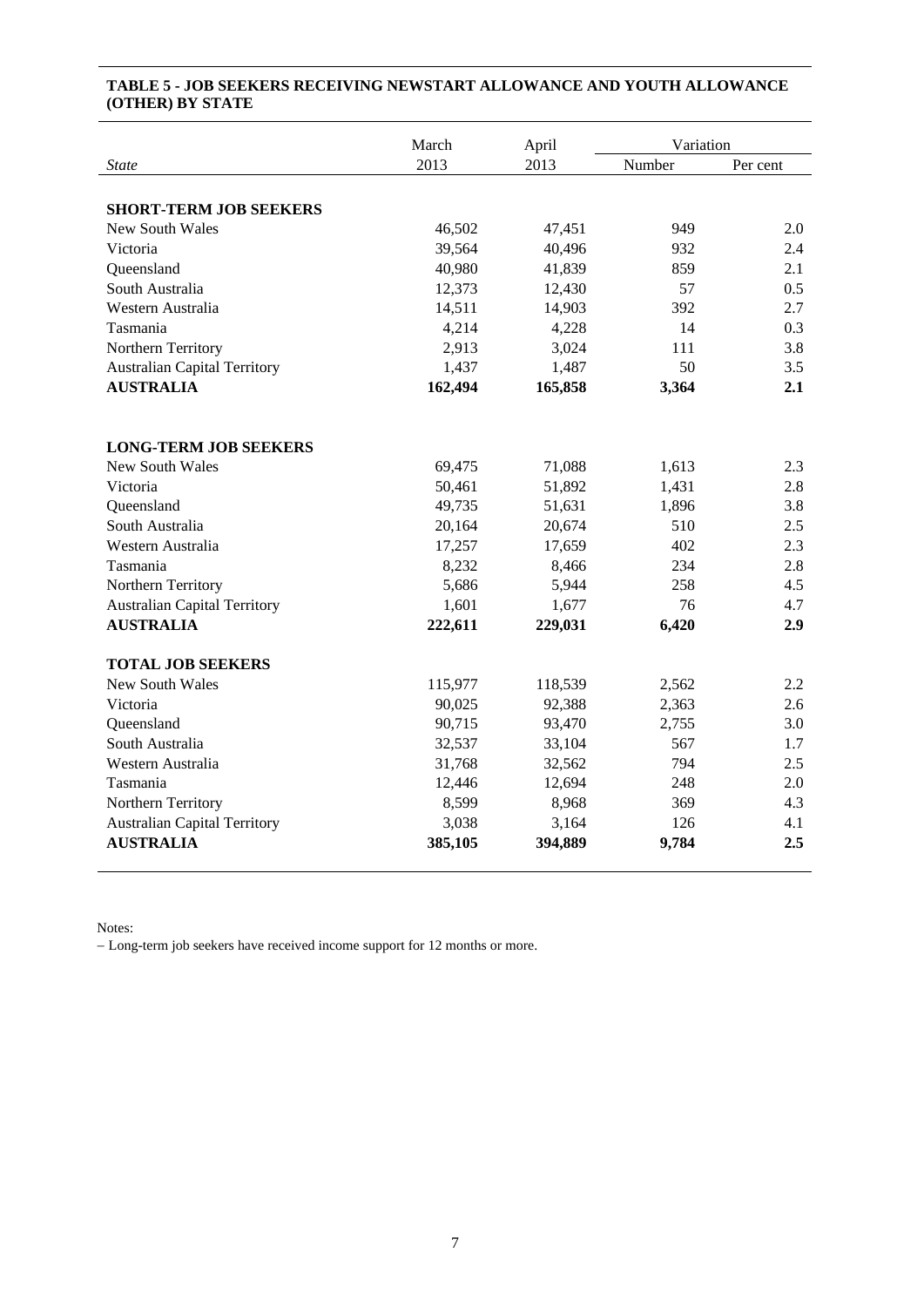### TABLE 5 - JOB SEEKERS RECEIVING NEWSTART ALLOWANCE AND YOUTH ALLOWANCE (OTHER) BY STATE

| | March | April | Variation | |
|---|---|---|---|---|
| *State* | 2013 | 2013 | Number | Per cent |
| **SHORT-TERM JOB SEEKERS** | | | | |
| New South Wales | 46,502 | 47,451 | 949 | 2.0 |
| Victoria | 39,564 | 40,496 | 932 | 2.4 |
| Queensland | 40,980 | 41,839 | 859 | 2.1 |
| South Australia | 12,373 | 12,430 | 57 | 0.5 |
| Western Australia | 14,511 | 14,903 | 392 | 2.7 |
| Tasmania | 4,214 | 4,228 | 14 | 0.3 |
| Northern Territory | 2,913 | 3,024 | 111 | 3.8 |
| Australian Capital Territory | 1,437 | 1,487 | 50 | 3.5 |
| **AUSTRALIA** | **162,494** | **165,858** | **3,364** | **2.1** |
| **LONG-TERM JOB SEEKERS** | | | | |
| New South Wales | 69,475 | 71,088 | 1,613 | 2.3 |
| Victoria | 50,461 | 51,892 | 1,431 | 2.8 |
| Queensland | 49,735 | 51,631 | 1,896 | 3.8 |
| South Australia | 20,164 | 20,674 | 510 | 2.5 |
| Western Australia | 17,257 | 17,659 | 402 | 2.3 |
| Tasmania | 8,232 | 8,466 | 234 | 2.8 |
| Northern Territory | 5,686 | 5,944 | 258 | 4.5 |
| Australian Capital Territory | 1,601 | 1,677 | 76 | 4.7 |
| **AUSTRALIA** | **222,611** | **229,031** | **6,420** | **2.9** |
| **TOTAL JOB SEEKERS** | | | | |
| New South Wales | 115,977 | 118,539 | 2,562 | 2.2 |
| Victoria | 90,025 | 92,388 | 2,363 | 2.6 |
| Queensland | 90,715 | 93,470 | 2,755 | 3.0 |
| South Australia | 32,537 | 33,104 | 567 | 1.7 |
| Western Australia | 31,768 | 32,562 | 794 | 2.5 |
| Tasmania | 12,446 | 12,694 | 248 | 2.0 |
| Northern Territory | 8,599 | 8,968 | 369 | 4.3 |
| Australian Capital Territory | 3,038 | 3,164 | 126 | 4.1 |
| **AUSTRALIA** | **385,105** | **394,889** | **9,784** | **2.5** |

Notes:

– Long-term job seekers have received income support for 12 months or more.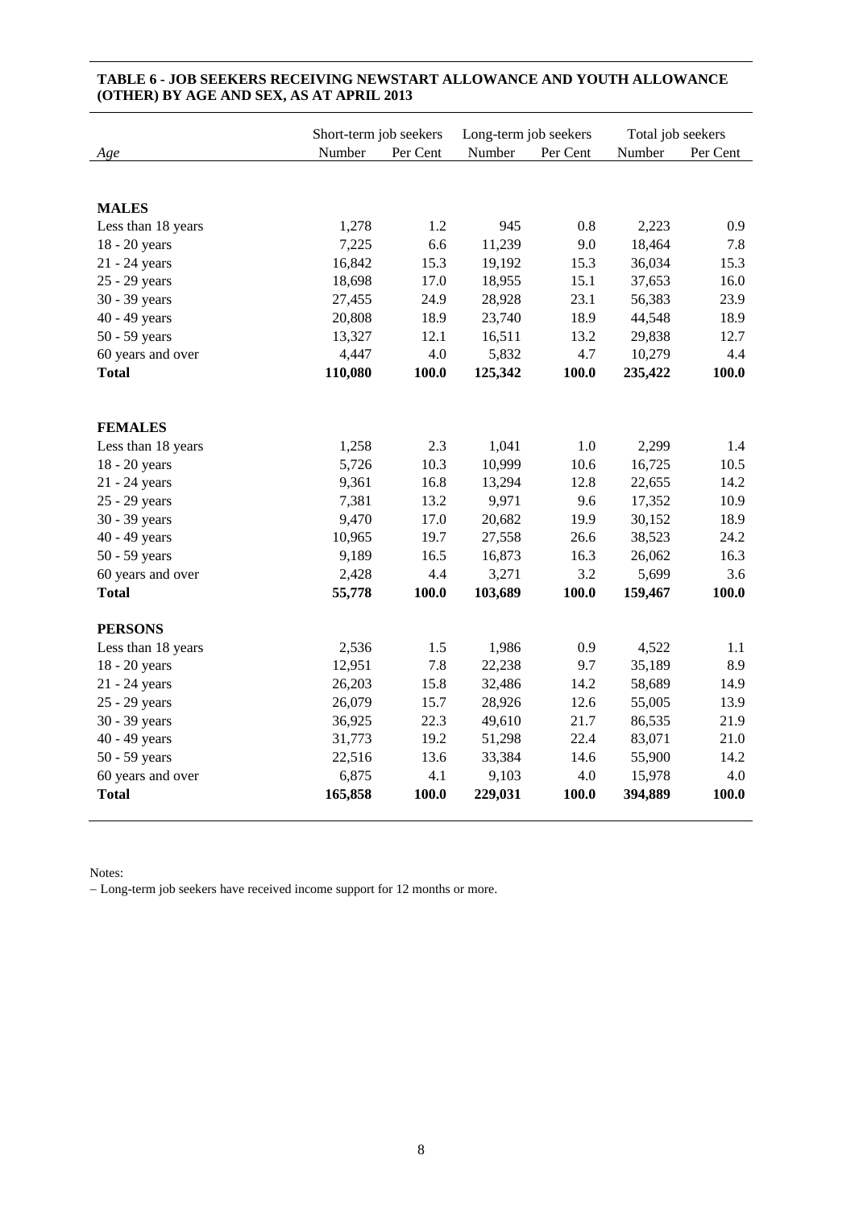**TABLE 6 - JOB SEEKERS RECEIVING NEWSTART ALLOWANCE AND YOUTH ALLOWANCE (OTHER) BY AGE AND SEX, AS AT APRIL 2013**

| | Short-term job seekers | | Long-term job seekers | | Total job seekers | |
|---|---|---|---|---|---|---|
| *Age* | Number | Per Cent | Number | Per Cent | Number | Per Cent |
| **MALES** | | | | | | |
| Less than 18 years | 1,278 | 1.2 | 945 | 0.8 | 2,223 | 0.9 |
| 18 - 20 years | 7,225 | 6.6 | 11,239 | 9.0 | 18,464 | 7.8 |
| 21 - 24 years | 16,842 | 15.3 | 19,192 | 15.3 | 36,034 | 15.3 |
| 25 - 29 years | 18,698 | 17.0 | 18,955 | 15.1 | 37,653 | 16.0 |
| 30 - 39 years | 27,455 | 24.9 | 28,928 | 23.1 | 56,383 | 23.9 |
| 40 - 49 years | 20,808 | 18.9 | 23,740 | 18.9 | 44,548 | 18.9 |
| 50 - 59 years | 13,327 | 12.1 | 16,511 | 13.2 | 29,838 | 12.7 |
| 60 years and over | 4,447 | 4.0 | 5,832 | 4.7 | 10,279 | 4.4 |
| **Total** | **110,080** | **100.0** | **125,342** | **100.0** | **235,422** | **100.0** |
| **FEMALES** | | | | | | |
| Less than 18 years | 1,258 | 2.3 | 1,041 | 1.0 | 2,299 | 1.4 |
| 18 - 20 years | 5,726 | 10.3 | 10,999 | 10.6 | 16,725 | 10.5 |
| 21 - 24 years | 9,361 | 16.8 | 13,294 | 12.8 | 22,655 | 14.2 |
| 25 - 29 years | 7,381 | 13.2 | 9,971 | 9.6 | 17,352 | 10.9 |
| 30 - 39 years | 9,470 | 17.0 | 20,682 | 19.9 | 30,152 | 18.9 |
| 40 - 49 years | 10,965 | 19.7 | 27,558 | 26.6 | 38,523 | 24.2 |
| 50 - 59 years | 9,189 | 16.5 | 16,873 | 16.3 | 26,062 | 16.3 |
| 60 years and over | 2,428 | 4.4 | 3,271 | 3.2 | 5,699 | 3.6 |
| **Total** | **55,778** | **100.0** | **103,689** | **100.0** | **159,467** | **100.0** |
| **PERSONS** | | | | | | |
| Less than 18 years | 2,536 | 1.5 | 1,986 | 0.9 | 4,522 | 1.1 |
| 18 - 20 years | 12,951 | 7.8 | 22,238 | 9.7 | 35,189 | 8.9 |
| 21 - 24 years | 26,203 | 15.8 | 32,486 | 14.2 | 58,689 | 14.9 |
| 25 - 29 years | 26,079 | 15.7 | 28,926 | 12.6 | 55,005 | 13.9 |
| 30 - 39 years | 36,925 | 22.3 | 49,610 | 21.7 | 86,535 | 21.9 |
| 40 - 49 years | 31,773 | 19.2 | 51,298 | 22.4 | 83,071 | 21.0 |
| 50 - 59 years | 22,516 | 13.6 | 33,384 | 14.6 | 55,900 | 14.2 |
| 60 years and over | 6,875 | 4.1 | 9,103 | 4.0 | 15,978 | 4.0 |
| **Total** | **165,858** | **100.0** | **229,031** | **100.0** | **394,889** | **100.0** |

Notes:

− Long-term job seekers have received income support for 12 months or more.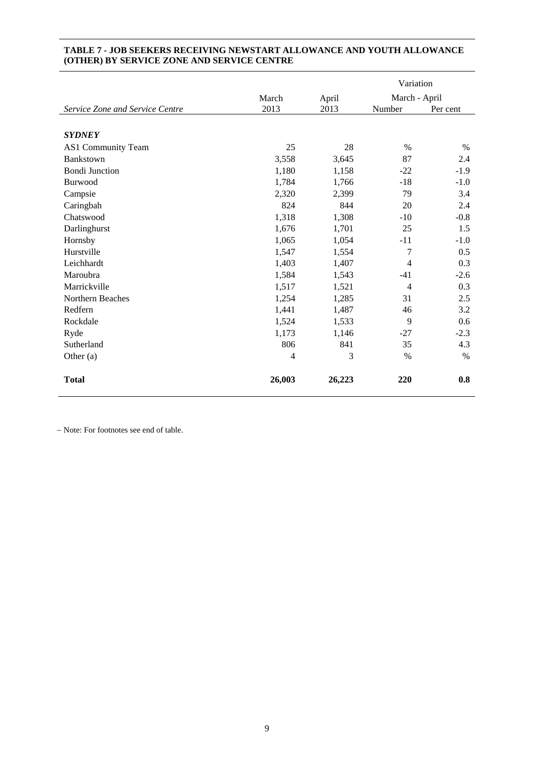**TABLE 7 - JOB SEEKERS RECEIVING NEWSTART ALLOWANCE AND YOUTH ALLOWANCE (OTHER) BY SERVICE ZONE AND SERVICE CENTRE**

| | | | Variation | |
|---|---|---|---|---|
| | March | April | March - April | |
| *Service Zone and Service Centre* | 2013 | 2013 | Number | Per cent |
| ***SYDNEY*** | | | | |
| AS1 Community Team | 25 | 28 | % | % |
| Bankstown | 3,558 | 3,645 | 87 | 2.4 |
| Bondi Junction | 1,180 | 1,158 | -22 | -1.9 |
| Burwood | 1,784 | 1,766 | -18 | -1.0 |
| Campsie | 2,320 | 2,399 | 79 | 3.4 |
| Caringbah | 824 | 844 | 20 | 2.4 |
| Chatswood | 1,318 | 1,308 | -10 | -0.8 |
| Darlinghurst | 1,676 | 1,701 | 25 | 1.5 |
| Hornsby | 1,065 | 1,054 | -11 | -1.0 |
| Hurstville | 1,547 | 1,554 | 7 | 0.5 |
| Leichhardt | 1,403 | 1,407 | 4 | 0.3 |
| Maroubra | 1,584 | 1,543 | -41 | -2.6 |
| Marrickville | 1,517 | 1,521 | 4 | 0.3 |
| Northern Beaches | 1,254 | 1,285 | 31 | 2.5 |
| Redfern | 1,441 | 1,487 | 46 | 3.2 |
| Rockdale | 1,524 | 1,533 | 9 | 0.6 |
| Ryde | 1,173 | 1,146 | -27 | -2.3 |
| Sutherland | 806 | 841 | 35 | 4.3 |
| Other (a) | 4 | 3 | % | % |
| **Total** | **26,003** | **26,223** | **220** | **0.8** |

– Note: For footnotes see end of table.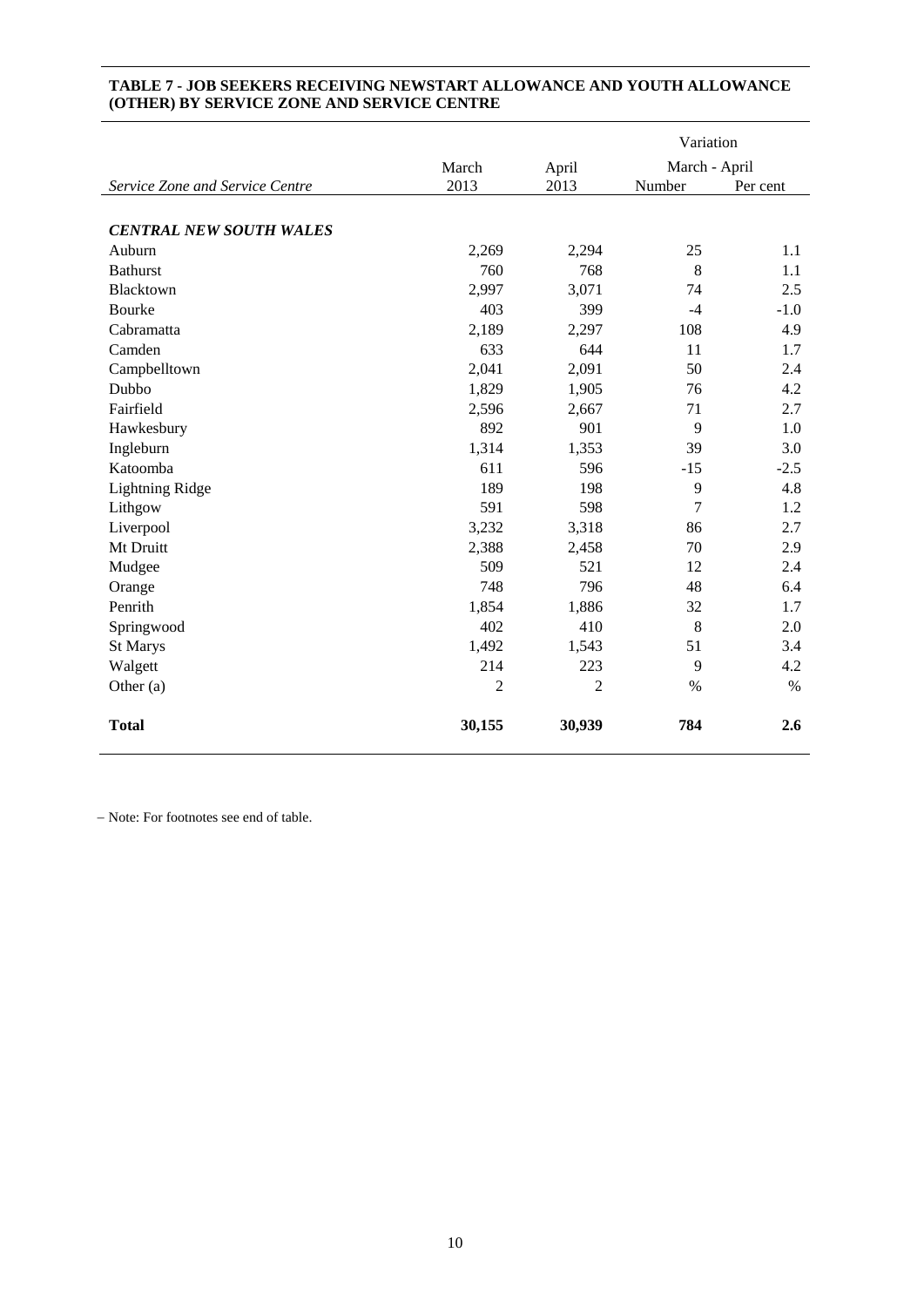**TABLE 7 - JOB SEEKERS RECEIVING NEWSTART ALLOWANCE AND YOUTH ALLOWANCE (OTHER) BY SERVICE ZONE AND SERVICE CENTRE**

| | | | Variation | |
|---|---|---|---|---|
| | March | April | March - April | |
| *Service Zone and Service Centre* | 2013 | 2013 | Number | Per cent |
| ***CENTRAL NEW SOUTH WALES*** | | | | |
| Auburn | 2,269 | 2,294 | 25 | 1.1 |
| Bathurst | 760 | 768 | 8 | 1.1 |
| Blacktown | 2,997 | 3,071 | 74 | 2.5 |
| Bourke | 403 | 399 | -4 | -1.0 |
| Cabramatta | 2,189 | 2,297 | 108 | 4.9 |
| Camden | 633 | 644 | 11 | 1.7 |
| Campbelltown | 2,041 | 2,091 | 50 | 2.4 |
| Dubbo | 1,829 | 1,905 | 76 | 4.2 |
| Fairfield | 2,596 | 2,667 | 71 | 2.7 |
| Hawkesbury | 892 | 901 | 9 | 1.0 |
| Ingleburn | 1,314 | 1,353 | 39 | 3.0 |
| Katoomba | 611 | 596 | -15 | -2.5 |
| Lightning Ridge | 189 | 198 | 9 | 4.8 |
| Lithgow | 591 | 598 | 7 | 1.2 |
| Liverpool | 3,232 | 3,318 | 86 | 2.7 |
| Mt Druitt | 2,388 | 2,458 | 70 | 2.9 |
| Mudgee | 509 | 521 | 12 | 2.4 |
| Orange | 748 | 796 | 48 | 6.4 |
| Penrith | 1,854 | 1,886 | 32 | 1.7 |
| Springwood | 402 | 410 | 8 | 2.0 |
| St Marys | 1,492 | 1,543 | 51 | 3.4 |
| Walgett | 214 | 223 | 9 | 4.2 |
| Other (a) | 2 | 2 | % | % |
| **Total** | **30,155** | **30,939** | **784** | **2.6** |

– Note: For footnotes see end of table.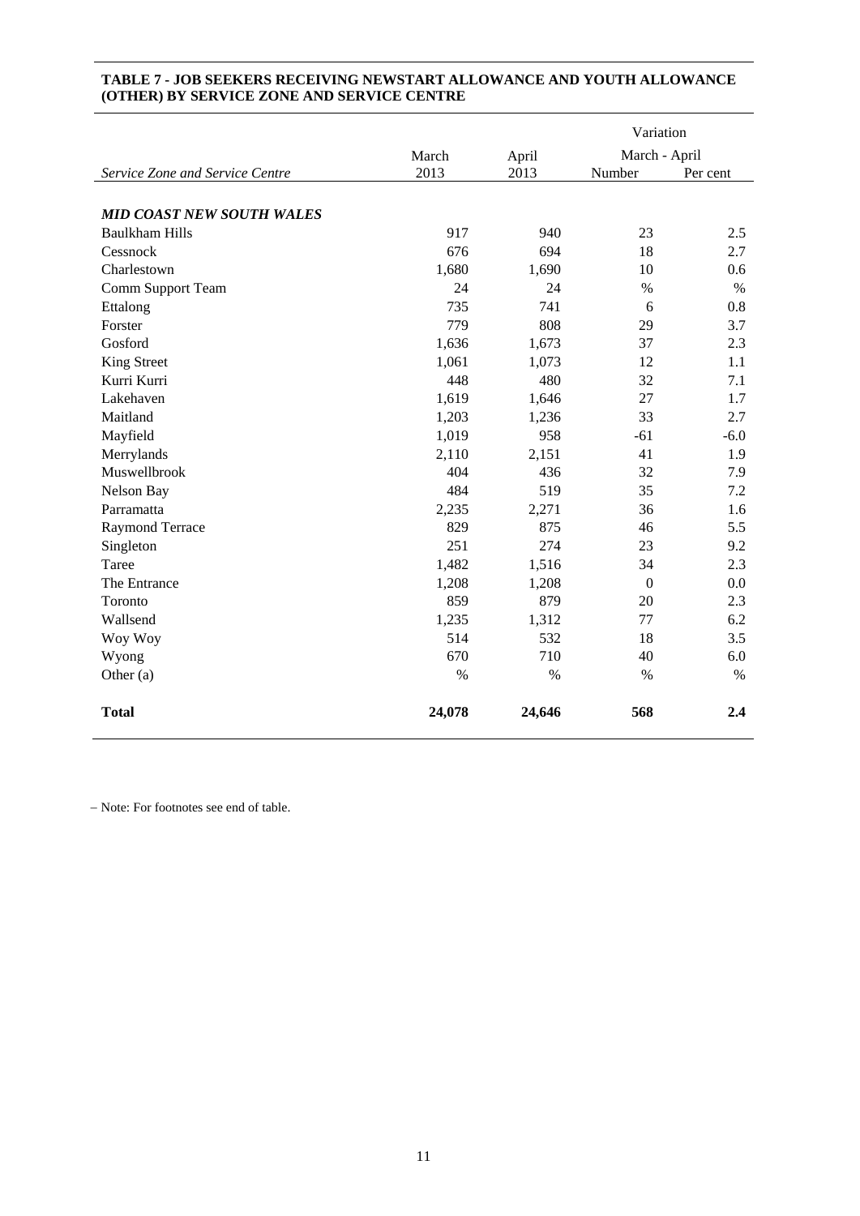**TABLE 7 - JOB SEEKERS RECEIVING NEWSTART ALLOWANCE AND YOUTH ALLOWANCE (OTHER) BY SERVICE ZONE AND SERVICE CENTRE**

| | | | Variation | |
|---|---|---|---|---|
| | March | April | March - April | |
| *Service Zone and Service Centre* | 2013 | 2013 | Number | Per cent |
| ***MID COAST NEW SOUTH WALES*** | | | | |
| Baulkham Hills | 917 | 940 | 23 | 2.5 |
| Cessnock | 676 | 694 | 18 | 2.7 |
| Charlestown | 1,680 | 1,690 | 10 | 0.6 |
| Comm Support Team | 24 | 24 | % | % |
| Ettalong | 735 | 741 | 6 | 0.8 |
| Forster | 779 | 808 | 29 | 3.7 |
| Gosford | 1,636 | 1,673 | 37 | 2.3 |
| King Street | 1,061 | 1,073 | 12 | 1.1 |
| Kurri Kurri | 448 | 480 | 32 | 7.1 |
| Lakehaven | 1,619 | 1,646 | 27 | 1.7 |
| Maitland | 1,203 | 1,236 | 33 | 2.7 |
| Mayfield | 1,019 | 958 | -61 | -6.0 |
| Merrylands | 2,110 | 2,151 | 41 | 1.9 |
| Muswellbrook | 404 | 436 | 32 | 7.9 |
| Nelson Bay | 484 | 519 | 35 | 7.2 |
| Parramatta | 2,235 | 2,271 | 36 | 1.6 |
| Raymond Terrace | 829 | 875 | 46 | 5.5 |
| Singleton | 251 | 274 | 23 | 9.2 |
| Taree | 1,482 | 1,516 | 34 | 2.3 |
| The Entrance | 1,208 | 1,208 | 0 | 0.0 |
| Toronto | 859 | 879 | 20 | 2.3 |
| Wallsend | 1,235 | 1,312 | 77 | 6.2 |
| Woy Woy | 514 | 532 | 18 | 3.5 |
| Wyong | 670 | 710 | 40 | 6.0 |
| Other (a) | % | % | % | % |
| **Total** | **24,078** | **24,646** | **568** | **2.4** |

– Note: For footnotes see end of table.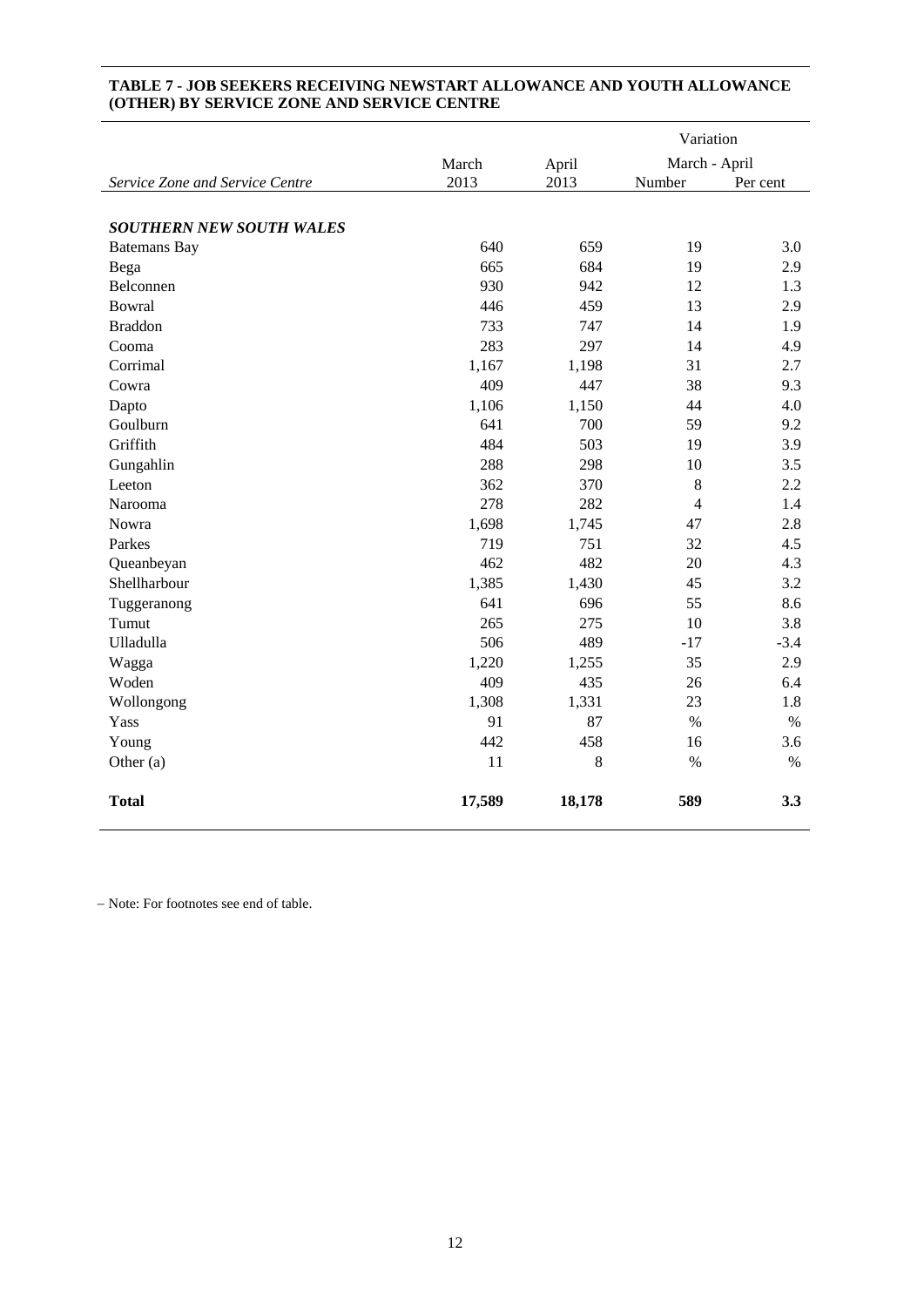**TABLE 7 - JOB SEEKERS RECEIVING NEWSTART ALLOWANCE AND YOUTH ALLOWANCE (OTHER) BY SERVICE ZONE AND SERVICE CENTRE**

| | March | April | Variation March - April | |
|---|---|---|---|---|
| *Service Zone and Service Centre* | 2013 | 2013 | Number | Per cent |
| ***SOUTHERN NEW SOUTH WALES*** | | | | |
| Batemans Bay | 640 | 659 | 19 | 3.0 |
| Bega | 665 | 684 | 19 | 2.9 |
| Belconnen | 930 | 942 | 12 | 1.3 |
| Bowral | 446 | 459 | 13 | 2.9 |
| Braddon | 733 | 747 | 14 | 1.9 |
| Cooma | 283 | 297 | 14 | 4.9 |
| Corrimal | 1,167 | 1,198 | 31 | 2.7 |
| Cowra | 409 | 447 | 38 | 9.3 |
| Dapto | 1,106 | 1,150 | 44 | 4.0 |
| Goulburn | 641 | 700 | 59 | 9.2 |
| Griffith | 484 | 503 | 19 | 3.9 |
| Gungahlin | 288 | 298 | 10 | 3.5 |
| Leeton | 362 | 370 | 8 | 2.2 |
| Narooma | 278 | 282 | 4 | 1.4 |
| Nowra | 1,698 | 1,745 | 47 | 2.8 |
| Parkes | 719 | 751 | 32 | 4.5 |
| Queanbeyan | 462 | 482 | 20 | 4.3 |
| Shellharbour | 1,385 | 1,430 | 45 | 3.2 |
| Tuggeranong | 641 | 696 | 55 | 8.6 |
| Tumut | 265 | 275 | 10 | 3.8 |
| Ulladulla | 506 | 489 | -17 | -3.4 |
| Wagga | 1,220 | 1,255 | 35 | 2.9 |
| Woden | 409 | 435 | 26 | 6.4 |
| Wollongong | 1,308 | 1,331 | 23 | 1.8 |
| Yass | 91 | 87 | % | % |
| Young | 442 | 458 | 16 | 3.6 |
| Other (a) | 11 | 8 | % | % |
| **Total** | **17,589** | **18,178** | **589** | **3.3** |

– Note: For footnotes see end of table.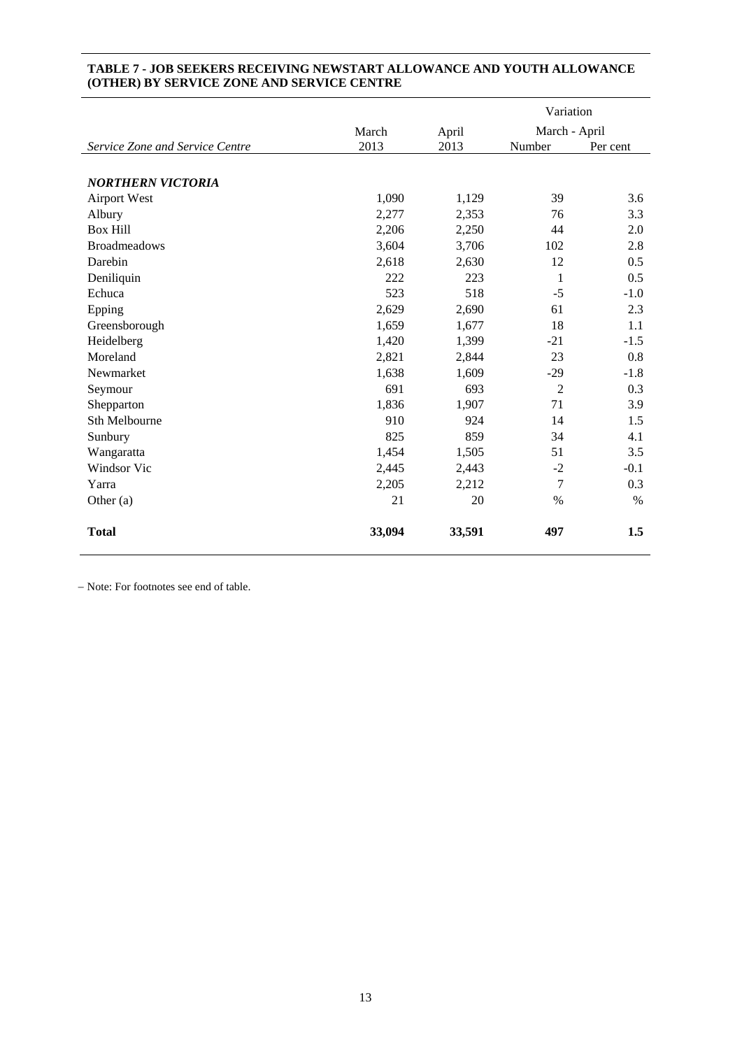**TABLE 7 - JOB SEEKERS RECEIVING NEWSTART ALLOWANCE AND YOUTH ALLOWANCE (OTHER) BY SERVICE ZONE AND SERVICE CENTRE**

| *Service Zone and Service Centre* | March 2013 | April 2013 | Variation March - April Number | Per cent |
|---|---|---|---|---|
| ***NORTHERN VICTORIA*** | | | | |
| Airport West | 1,090 | 1,129 | 39 | 3.6 |
| Albury | 2,277 | 2,353 | 76 | 3.3 |
| Box Hill | 2,206 | 2,250 | 44 | 2.0 |
| Broadmeadows | 3,604 | 3,706 | 102 | 2.8 |
| Darebin | 2,618 | 2,630 | 12 | 0.5 |
| Deniliquin | 222 | 223 | 1 | 0.5 |
| Echuca | 523 | 518 | -5 | -1.0 |
| Epping | 2,629 | 2,690 | 61 | 2.3 |
| Greensborough | 1,659 | 1,677 | 18 | 1.1 |
| Heidelberg | 1,420 | 1,399 | -21 | -1.5 |
| Moreland | 2,821 | 2,844 | 23 | 0.8 |
| Newmarket | 1,638 | 1,609 | -29 | -1.8 |
| Seymour | 691 | 693 | 2 | 0.3 |
| Shepparton | 1,836 | 1,907 | 71 | 3.9 |
| Sth Melbourne | 910 | 924 | 14 | 1.5 |
| Sunbury | 825 | 859 | 34 | 4.1 |
| Wangaratta | 1,454 | 1,505 | 51 | 3.5 |
| Windsor Vic | 2,445 | 2,443 | -2 | -0.1 |
| Yarra | 2,205 | 2,212 | 7 | 0.3 |
| Other (a) | 21 | 20 | % | % |
| **Total** | **33,094** | **33,591** | **497** | **1.5** |

– Note: For footnotes see end of table.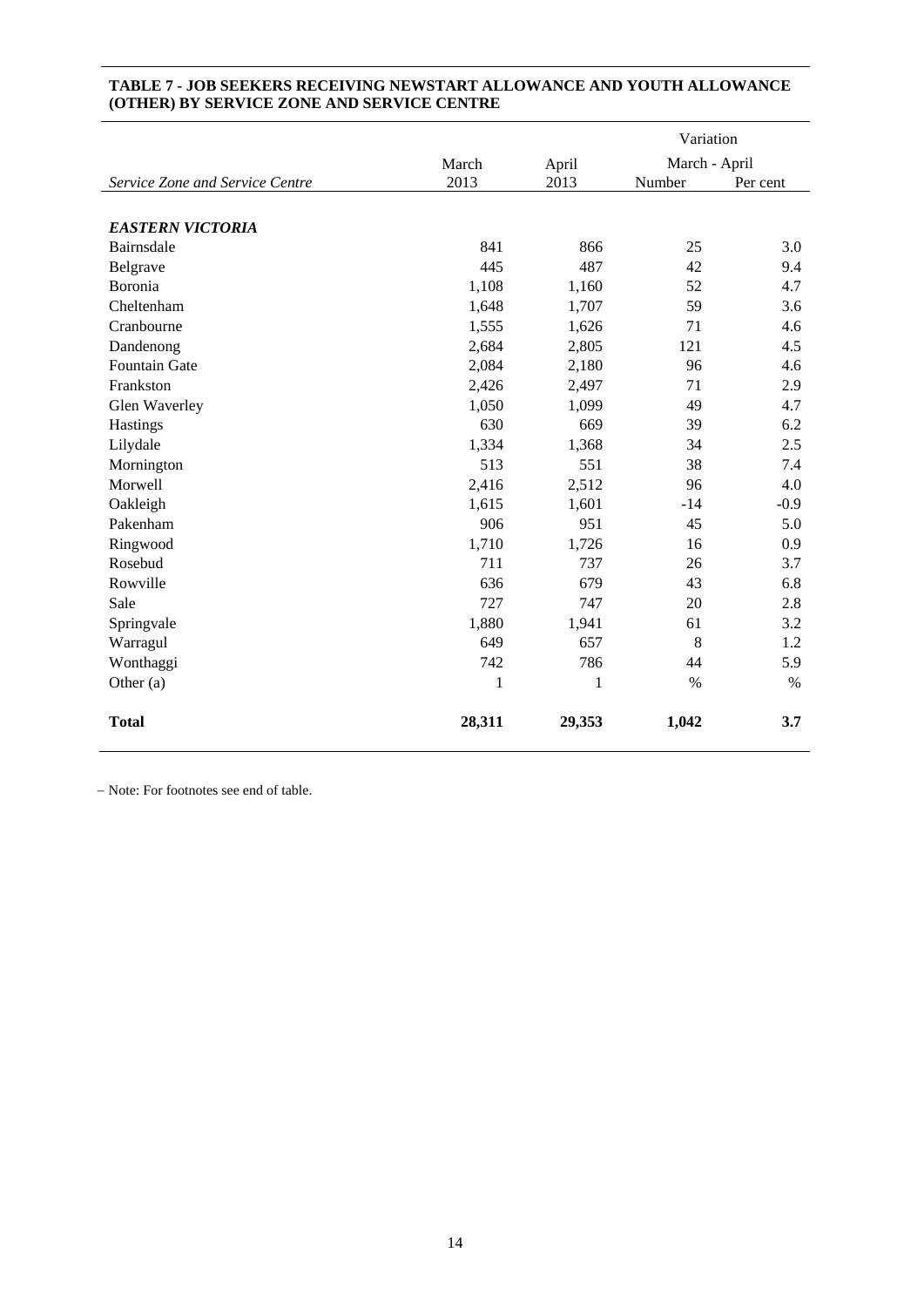### TABLE 7 - JOB SEEKERS RECEIVING NEWSTART ALLOWANCE AND YOUTH ALLOWANCE (OTHER) BY SERVICE ZONE AND SERVICE CENTRE

| | March | April | Variation March - April | |
|---|---|---|---|---|
| *Service Zone and Service Centre* | 2013 | 2013 | Number | Per cent |
| ***EASTERN VICTORIA*** | | | | |
| Bairnsdale | 841 | 866 | 25 | 3.0 |
| Belgrave | 445 | 487 | 42 | 9.4 |
| Boronia | 1,108 | 1,160 | 52 | 4.7 |
| Cheltenham | 1,648 | 1,707 | 59 | 3.6 |
| Cranbourne | 1,555 | 1,626 | 71 | 4.6 |
| Dandenong | 2,684 | 2,805 | 121 | 4.5 |
| Fountain Gate | 2,084 | 2,180 | 96 | 4.6 |
| Frankston | 2,426 | 2,497 | 71 | 2.9 |
| Glen Waverley | 1,050 | 1,099 | 49 | 4.7 |
| Hastings | 630 | 669 | 39 | 6.2 |
| Lilydale | 1,334 | 1,368 | 34 | 2.5 |
| Mornington | 513 | 551 | 38 | 7.4 |
| Morwell | 2,416 | 2,512 | 96 | 4.0 |
| Oakleigh | 1,615 | 1,601 | -14 | -0.9 |
| Pakenham | 906 | 951 | 45 | 5.0 |
| Ringwood | 1,710 | 1,726 | 16 | 0.9 |
| Rosebud | 711 | 737 | 26 | 3.7 |
| Rowville | 636 | 679 | 43 | 6.8 |
| Sale | 727 | 747 | 20 | 2.8 |
| Springvale | 1,880 | 1,941 | 61 | 3.2 |
| Warragul | 649 | 657 | 8 | 1.2 |
| Wonthaggi | 742 | 786 | 44 | 5.9 |
| Other (a) | 1 | 1 | % | % |
| **Total** | **28,311** | **29,353** | **1,042** | **3.7** |

– Note: For footnotes see end of table.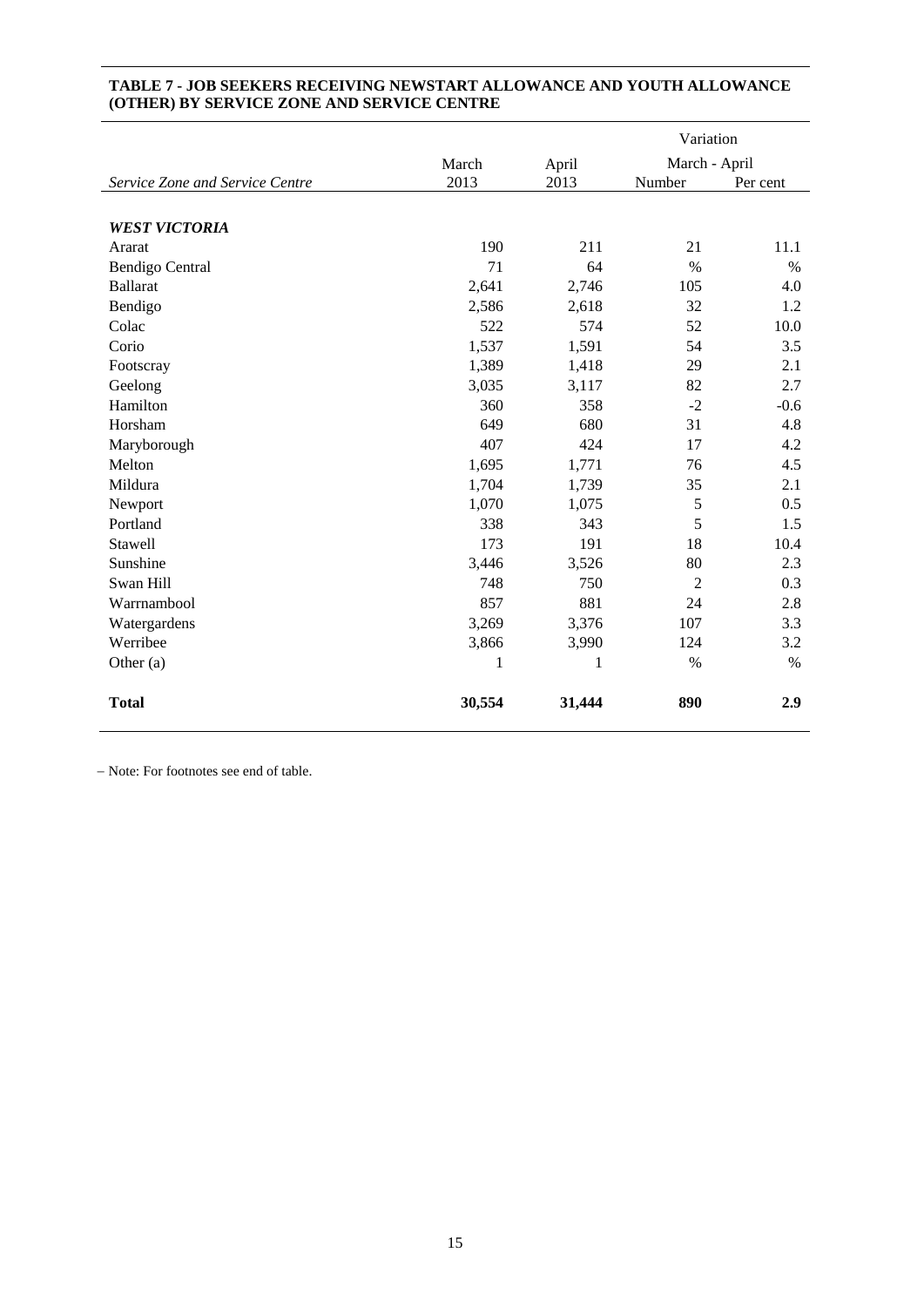**TABLE 7 - JOB SEEKERS RECEIVING NEWSTART ALLOWANCE AND YOUTH ALLOWANCE (OTHER) BY SERVICE ZONE AND SERVICE CENTRE**

| | | | Variation | |
|---|---|---|---|---|
| | March | April | March - April | |
| *Service Zone and Service Centre* | 2013 | 2013 | Number | Per cent |
| ***WEST VICTORIA*** | | | | |
| Ararat | 190 | 211 | 21 | 11.1 |
| Bendigo Central | 71 | 64 | % | % |
| Ballarat | 2,641 | 2,746 | 105 | 4.0 |
| Bendigo | 2,586 | 2,618 | 32 | 1.2 |
| Colac | 522 | 574 | 52 | 10.0 |
| Corio | 1,537 | 1,591 | 54 | 3.5 |
| Footscray | 1,389 | 1,418 | 29 | 2.1 |
| Geelong | 3,035 | 3,117 | 82 | 2.7 |
| Hamilton | 360 | 358 | -2 | -0.6 |
| Horsham | 649 | 680 | 31 | 4.8 |
| Maryborough | 407 | 424 | 17 | 4.2 |
| Melton | 1,695 | 1,771 | 76 | 4.5 |
| Mildura | 1,704 | 1,739 | 35 | 2.1 |
| Newport | 1,070 | 1,075 | 5 | 0.5 |
| Portland | 338 | 343 | 5 | 1.5 |
| Stawell | 173 | 191 | 18 | 10.4 |
| Sunshine | 3,446 | 3,526 | 80 | 2.3 |
| Swan Hill | 748 | 750 | 2 | 0.3 |
| Warrnambool | 857 | 881 | 24 | 2.8 |
| Watergardens | 3,269 | 3,376 | 107 | 3.3 |
| Werribee | 3,866 | 3,990 | 124 | 3.2 |
| Other (a) | 1 | 1 | % | % |
| **Total** | **30,554** | **31,444** | **890** | **2.9** |

– Note: For footnotes see end of table.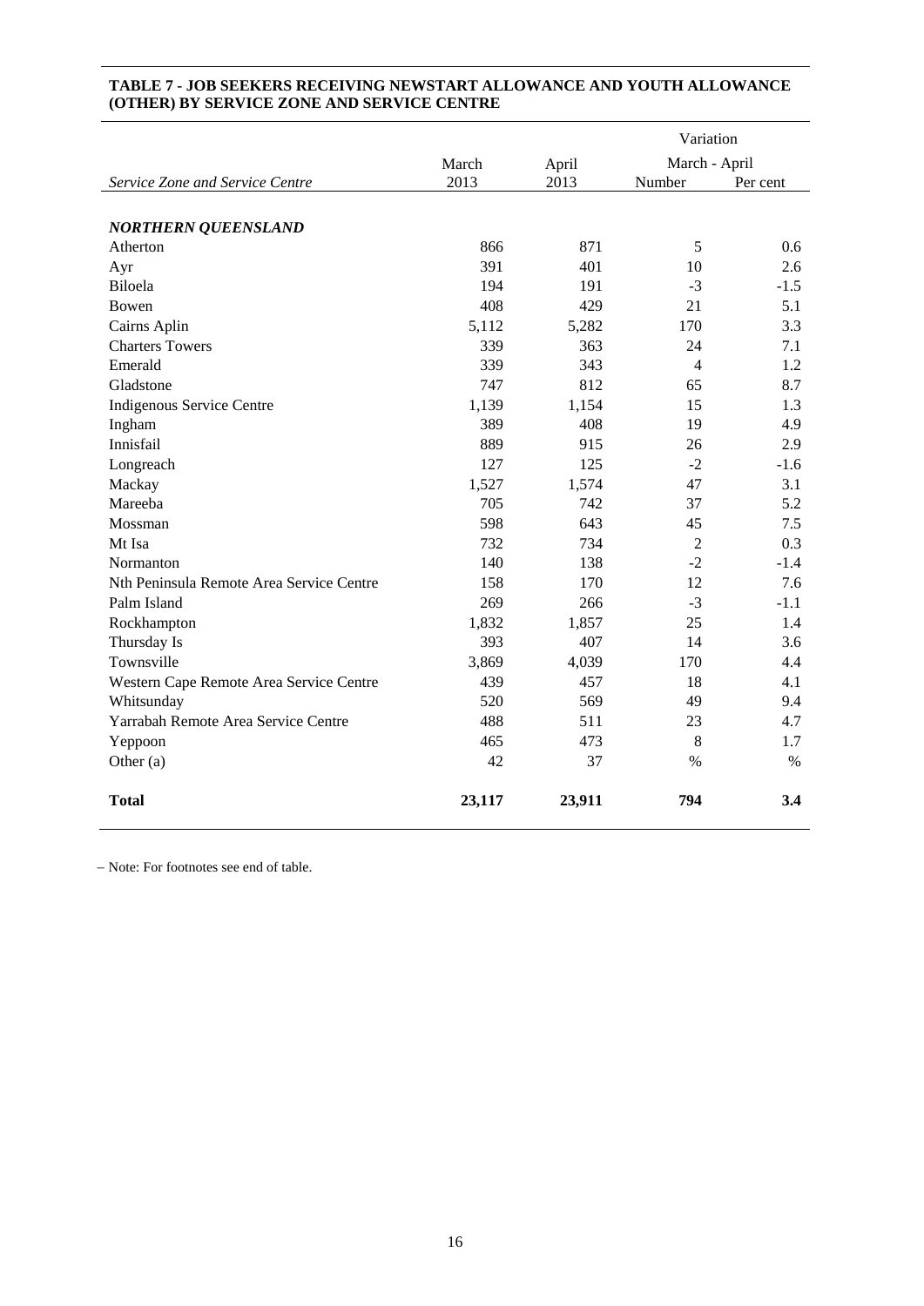**TABLE 7 - JOB SEEKERS RECEIVING NEWSTART ALLOWANCE AND YOUTH ALLOWANCE (OTHER) BY SERVICE ZONE AND SERVICE CENTRE**

| | | | Variation | |
|---|---|---|---|---|
| | March | April | March - April | |
| *Service Zone and Service Centre* | 2013 | 2013 | Number | Per cent |
| ***NORTHERN QUEENSLAND*** | | | | |
| Atherton | 866 | 871 | 5 | 0.6 |
| Ayr | 391 | 401 | 10 | 2.6 |
| Biloela | 194 | 191 | -3 | -1.5 |
| Bowen | 408 | 429 | 21 | 5.1 |
| Cairns Aplin | 5,112 | 5,282 | 170 | 3.3 |
| Charters Towers | 339 | 363 | 24 | 7.1 |
| Emerald | 339 | 343 | 4 | 1.2 |
| Gladstone | 747 | 812 | 65 | 8.7 |
| Indigenous Service Centre | 1,139 | 1,154 | 15 | 1.3 |
| Ingham | 389 | 408 | 19 | 4.9 |
| Innisfail | 889 | 915 | 26 | 2.9 |
| Longreach | 127 | 125 | -2 | -1.6 |
| Mackay | 1,527 | 1,574 | 47 | 3.1 |
| Mareeba | 705 | 742 | 37 | 5.2 |
| Mossman | 598 | 643 | 45 | 7.5 |
| Mt Isa | 732 | 734 | 2 | 0.3 |
| Normanton | 140 | 138 | -2 | -1.4 |
| Nth Peninsula Remote Area Service Centre | 158 | 170 | 12 | 7.6 |
| Palm Island | 269 | 266 | -3 | -1.1 |
| Rockhampton | 1,832 | 1,857 | 25 | 1.4 |
| Thursday Is | 393 | 407 | 14 | 3.6 |
| Townsville | 3,869 | 4,039 | 170 | 4.4 |
| Western Cape Remote Area Service Centre | 439 | 457 | 18 | 4.1 |
| Whitsunday | 520 | 569 | 49 | 9.4 |
| Yarrabah Remote Area Service Centre | 488 | 511 | 23 | 4.7 |
| Yeppoon | 465 | 473 | 8 | 1.7 |
| Other (a) | 42 | 37 | % | % |
| **Total** | **23,117** | **23,911** | **794** | **3.4** |

– Note: For footnotes see end of table.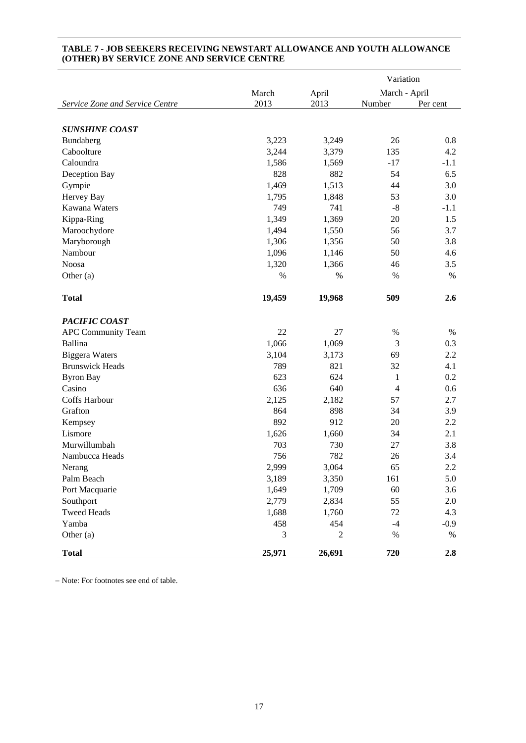**TABLE 7 - JOB SEEKERS RECEIVING NEWSTART ALLOWANCE AND YOUTH ALLOWANCE (OTHER) BY SERVICE ZONE AND SERVICE CENTRE**

| *Service Zone and Service Centre* | March 2013 | April 2013 | Variation March - April Number | Variation March - April Per cent |
|---|---|---|---|---|
| ***SUNSHINE COAST*** | | | | |
| Bundaberg | 3,223 | 3,249 | 26 | 0.8 |
| Caboolture | 3,244 | 3,379 | 135 | 4.2 |
| Caloundra | 1,586 | 1,569 | -17 | -1.1 |
| Deception Bay | 828 | 882 | 54 | 6.5 |
| Gympie | 1,469 | 1,513 | 44 | 3.0 |
| Hervey Bay | 1,795 | 1,848 | 53 | 3.0 |
| Kawana Waters | 749 | 741 | -8 | -1.1 |
| Kippa-Ring | 1,349 | 1,369 | 20 | 1.5 |
| Maroochydore | 1,494 | 1,550 | 56 | 3.7 |
| Maryborough | 1,306 | 1,356 | 50 | 3.8 |
| Nambour | 1,096 | 1,146 | 50 | 4.6 |
| Noosa | 1,320 | 1,366 | 46 | 3.5 |
| Other (a) | % | % | % | % |
| **Total** | **19,459** | **19,968** | **509** | **2.6** |
| ***PACIFIC COAST*** | | | | |
| APC Community Team | 22 | 27 | % | % |
| Ballina | 1,066 | 1,069 | 3 | 0.3 |
| Biggera Waters | 3,104 | 3,173 | 69 | 2.2 |
| Brunswick Heads | 789 | 821 | 32 | 4.1 |
| Byron Bay | 623 | 624 | 1 | 0.2 |
| Casino | 636 | 640 | 4 | 0.6 |
| Coffs Harbour | 2,125 | 2,182 | 57 | 2.7 |
| Grafton | 864 | 898 | 34 | 3.9 |
| Kempsey | 892 | 912 | 20 | 2.2 |
| Lismore | 1,626 | 1,660 | 34 | 2.1 |
| Murwillumbah | 703 | 730 | 27 | 3.8 |
| Nambucca Heads | 756 | 782 | 26 | 3.4 |
| Nerang | 2,999 | 3,064 | 65 | 2.2 |
| Palm Beach | 3,189 | 3,350 | 161 | 5.0 |
| Port Macquarie | 1,649 | 1,709 | 60 | 3.6 |
| Southport | 2,779 | 2,834 | 55 | 2.0 |
| Tweed Heads | 1,688 | 1,760 | 72 | 4.3 |
| Yamba | 458 | 454 | -4 | -0.9 |
| Other (a) | 3 | 2 | % | % |
| **Total** | **25,971** | **26,691** | **720** | **2.8** |

– Note: For footnotes see end of table.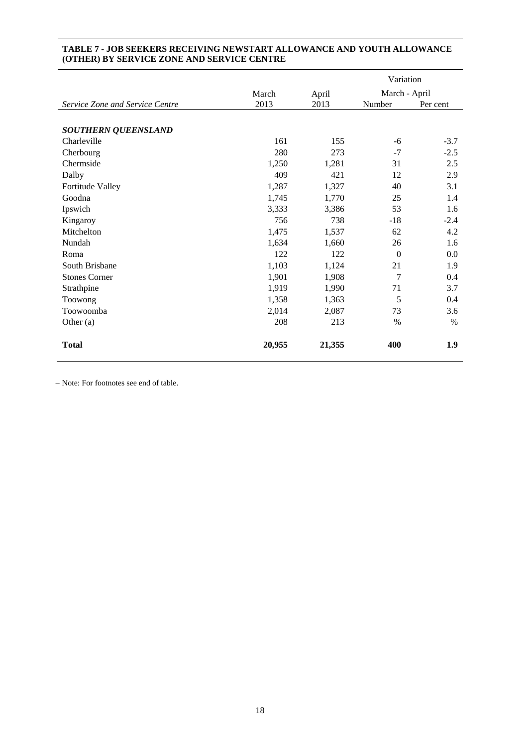### TABLE 7 - JOB SEEKERS RECEIVING NEWSTART ALLOWANCE AND YOUTH ALLOWANCE (OTHER) BY SERVICE ZONE AND SERVICE CENTRE

| | | | Variation | |
|---|---|---|---|---|
| | March | April | March - April | |
| *Service Zone and Service Centre* | 2013 | 2013 | Number | Per cent |
| ***SOUTHERN QUEENSLAND*** | | | | |
| Charleville | 161 | 155 | -6 | -3.7 |
| Cherbourg | 280 | 273 | -7 | -2.5 |
| Chermside | 1,250 | 1,281 | 31 | 2.5 |
| Dalby | 409 | 421 | 12 | 2.9 |
| Fortitude Valley | 1,287 | 1,327 | 40 | 3.1 |
| Goodna | 1,745 | 1,770 | 25 | 1.4 |
| Ipswich | 3,333 | 3,386 | 53 | 1.6 |
| Kingaroy | 756 | 738 | -18 | -2.4 |
| Mitchelton | 1,475 | 1,537 | 62 | 4.2 |
| Nundah | 1,634 | 1,660 | 26 | 1.6 |
| Roma | 122 | 122 | 0 | 0.0 |
| South Brisbane | 1,103 | 1,124 | 21 | 1.9 |
| Stones Corner | 1,901 | 1,908 | 7 | 0.4 |
| Strathpine | 1,919 | 1,990 | 71 | 3.7 |
| Toowong | 1,358 | 1,363 | 5 | 0.4 |
| Toowoomba | 2,014 | 2,087 | 73 | 3.6 |
| Other (a) | 208 | 213 | % | % |
| **Total** | **20,955** | **21,355** | **400** | **1.9** |

– Note: For footnotes see end of table.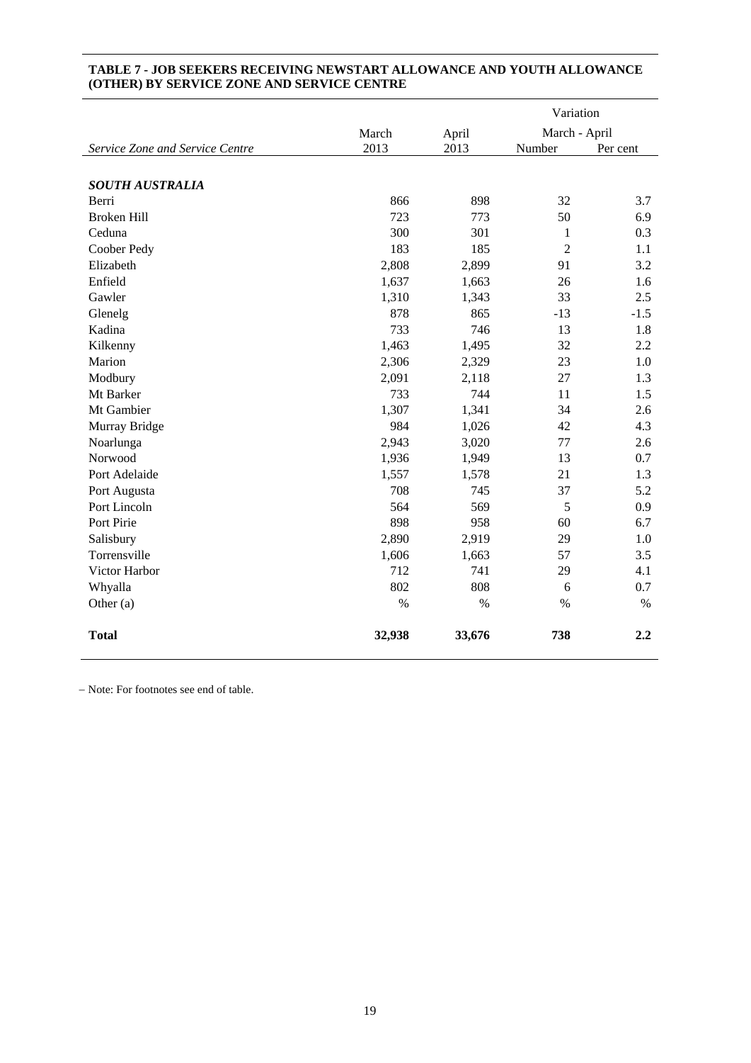**TABLE 7 - JOB SEEKERS RECEIVING NEWSTART ALLOWANCE AND YOUTH ALLOWANCE (OTHER) BY SERVICE ZONE AND SERVICE CENTRE**

| | | | Variation | |
|---|---|---|---|---|
| | March | April | March - April | |
| *Service Zone and Service Centre* | 2013 | 2013 | Number | Per cent |
| ***SOUTH AUSTRALIA*** | | | | |
| Berri | 866 | 898 | 32 | 3.7 |
| Broken Hill | 723 | 773 | 50 | 6.9 |
| Ceduna | 300 | 301 | 1 | 0.3 |
| Coober Pedy | 183 | 185 | 2 | 1.1 |
| Elizabeth | 2,808 | 2,899 | 91 | 3.2 |
| Enfield | 1,637 | 1,663 | 26 | 1.6 |
| Gawler | 1,310 | 1,343 | 33 | 2.5 |
| Glenelg | 878 | 865 | -13 | -1.5 |
| Kadina | 733 | 746 | 13 | 1.8 |
| Kilkenny | 1,463 | 1,495 | 32 | 2.2 |
| Marion | 2,306 | 2,329 | 23 | 1.0 |
| Modbury | 2,091 | 2,118 | 27 | 1.3 |
| Mt Barker | 733 | 744 | 11 | 1.5 |
| Mt Gambier | 1,307 | 1,341 | 34 | 2.6 |
| Murray Bridge | 984 | 1,026 | 42 | 4.3 |
| Noarlunga | 2,943 | 3,020 | 77 | 2.6 |
| Norwood | 1,936 | 1,949 | 13 | 0.7 |
| Port Adelaide | 1,557 | 1,578 | 21 | 1.3 |
| Port Augusta | 708 | 745 | 37 | 5.2 |
| Port Lincoln | 564 | 569 | 5 | 0.9 |
| Port Pirie | 898 | 958 | 60 | 6.7 |
| Salisbury | 2,890 | 2,919 | 29 | 1.0 |
| Torrensville | 1,606 | 1,663 | 57 | 3.5 |
| Victor Harbor | 712 | 741 | 29 | 4.1 |
| Whyalla | 802 | 808 | 6 | 0.7 |
| Other (a) | % | % | % | % |
| **Total** | **32,938** | **33,676** | **738** | **2.2** |

– Note: For footnotes see end of table.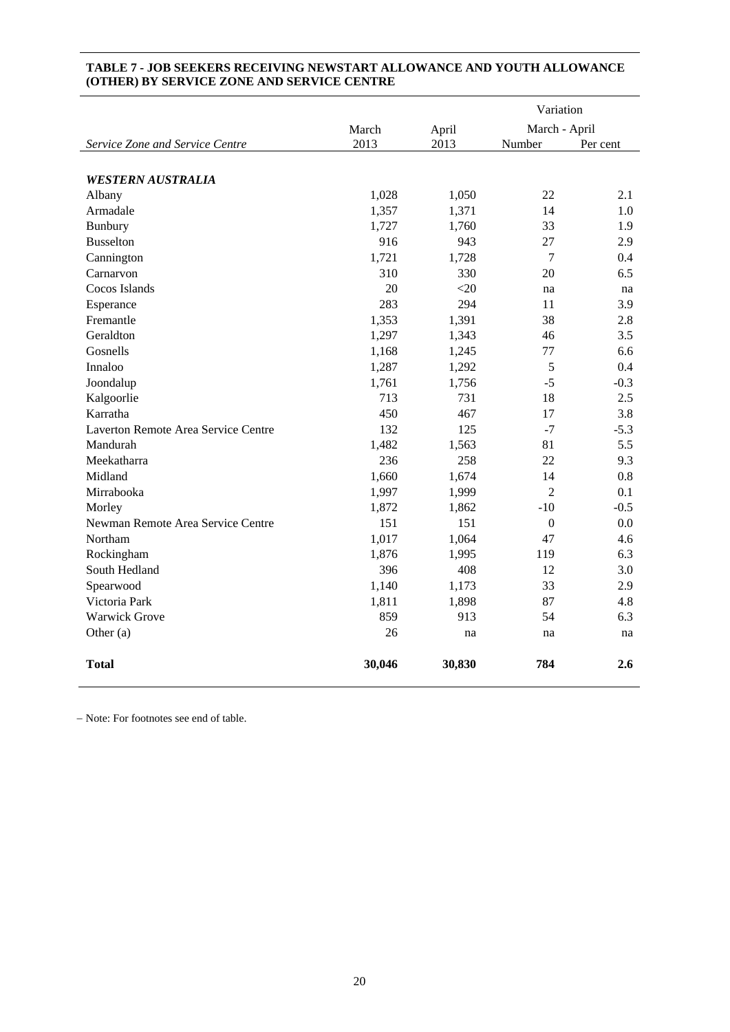**TABLE 7 - JOB SEEKERS RECEIVING NEWSTART ALLOWANCE AND YOUTH ALLOWANCE (OTHER) BY SERVICE ZONE AND SERVICE CENTRE**

| *Service Zone and Service Centre* | March 2013 | April 2013 | Variation March - April Number | Per cent |
|---|---|---|---|---|
| ***WESTERN AUSTRALIA*** | | | | |
| Albany | 1,028 | 1,050 | 22 | 2.1 |
| Armadale | 1,357 | 1,371 | 14 | 1.0 |
| Bunbury | 1,727 | 1,760 | 33 | 1.9 |
| Busselton | 916 | 943 | 27 | 2.9 |
| Cannington | 1,721 | 1,728 | 7 | 0.4 |
| Carnarvon | 310 | 330 | 20 | 6.5 |
| Cocos Islands | 20 | <20 | na | na |
| Esperance | 283 | 294 | 11 | 3.9 |
| Fremantle | 1,353 | 1,391 | 38 | 2.8 |
| Geraldton | 1,297 | 1,343 | 46 | 3.5 |
| Gosnells | 1,168 | 1,245 | 77 | 6.6 |
| Innaloo | 1,287 | 1,292 | 5 | 0.4 |
| Joondalup | 1,761 | 1,756 | -5 | -0.3 |
| Kalgoorlie | 713 | 731 | 18 | 2.5 |
| Karratha | 450 | 467 | 17 | 3.8 |
| Laverton Remote Area Service Centre | 132 | 125 | -7 | -5.3 |
| Mandurah | 1,482 | 1,563 | 81 | 5.5 |
| Meekatharra | 236 | 258 | 22 | 9.3 |
| Midland | 1,660 | 1,674 | 14 | 0.8 |
| Mirrabooka | 1,997 | 1,999 | 2 | 0.1 |
| Morley | 1,872 | 1,862 | -10 | -0.5 |
| Newman Remote Area Service Centre | 151 | 151 | 0 | 0.0 |
| Northam | 1,017 | 1,064 | 47 | 4.6 |
| Rockingham | 1,876 | 1,995 | 119 | 6.3 |
| South Hedland | 396 | 408 | 12 | 3.0 |
| Spearwood | 1,140 | 1,173 | 33 | 2.9 |
| Victoria Park | 1,811 | 1,898 | 87 | 4.8 |
| Warwick Grove | 859 | 913 | 54 | 6.3 |
| Other (a) | 26 | na | na | na |
| **Total** | **30,046** | **30,830** | **784** | **2.6** |

– Note: For footnotes see end of table.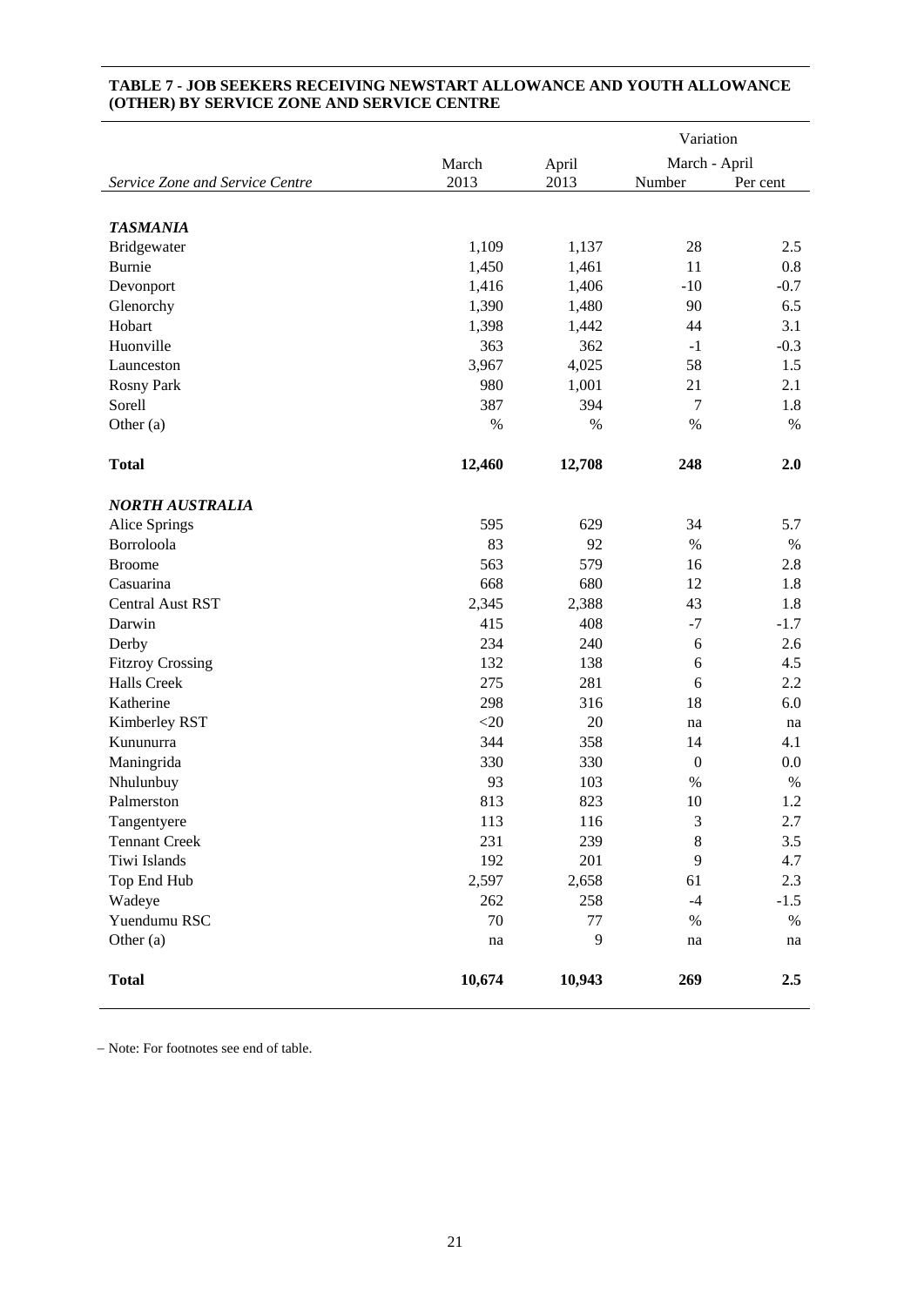**TABLE 7 - JOB SEEKERS RECEIVING NEWSTART ALLOWANCE AND YOUTH ALLOWANCE (OTHER) BY SERVICE ZONE AND SERVICE CENTRE**

| Service Zone and Service Centre | March 2013 | April 2013 | Variation March - April Number | Per cent |
|---|---|---|---|---|
| ***TASMANIA*** | | | | |
| Bridgewater | 1,109 | 1,137 | 28 | 2.5 |
| Burnie | 1,450 | 1,461 | 11 | 0.8 |
| Devonport | 1,416 | 1,406 | -10 | -0.7 |
| Glenorchy | 1,390 | 1,480 | 90 | 6.5 |
| Hobart | 1,398 | 1,442 | 44 | 3.1 |
| Huonville | 363 | 362 | -1 | -0.3 |
| Launceston | 3,967 | 4,025 | 58 | 1.5 |
| Rosny Park | 980 | 1,001 | 21 | 2.1 |
| Sorell | 387 | 394 | 7 | 1.8 |
| Other (a) | % | % | % | % |
| **Total** | **12,460** | **12,708** | **248** | **2.0** |
| ***NORTH AUSTRALIA*** | | | | |
| Alice Springs | 595 | 629 | 34 | 5.7 |
| Borroloola | 83 | 92 | % | % |
| Broome | 563 | 579 | 16 | 2.8 |
| Casuarina | 668 | 680 | 12 | 1.8 |
| Central Aust RST | 2,345 | 2,388 | 43 | 1.8 |
| Darwin | 415 | 408 | -7 | -1.7 |
| Derby | 234 | 240 | 6 | 2.6 |
| Fitzroy Crossing | 132 | 138 | 6 | 4.5 |
| Halls Creek | 275 | 281 | 6 | 2.2 |
| Katherine | 298 | 316 | 18 | 6.0 |
| Kimberley RST | <20 | 20 | na | na |
| Kununurra | 344 | 358 | 14 | 4.1 |
| Maningrida | 330 | 330 | 0 | 0.0 |
| Nhulunbuy | 93 | 103 | % | % |
| Palmerston | 813 | 823 | 10 | 1.2 |
| Tangentyere | 113 | 116 | 3 | 2.7 |
| Tennant Creek | 231 | 239 | 8 | 3.5 |
| Tiwi Islands | 192 | 201 | 9 | 4.7 |
| Top End Hub | 2,597 | 2,658 | 61 | 2.3 |
| Wadeye | 262 | 258 | -4 | -1.5 |
| Yuendumu RSC | 70 | 77 | % | % |
| Other (a) | na | 9 | na | na |
| **Total** | **10,674** | **10,943** | **269** | **2.5** |

– Note: For footnotes see end of table.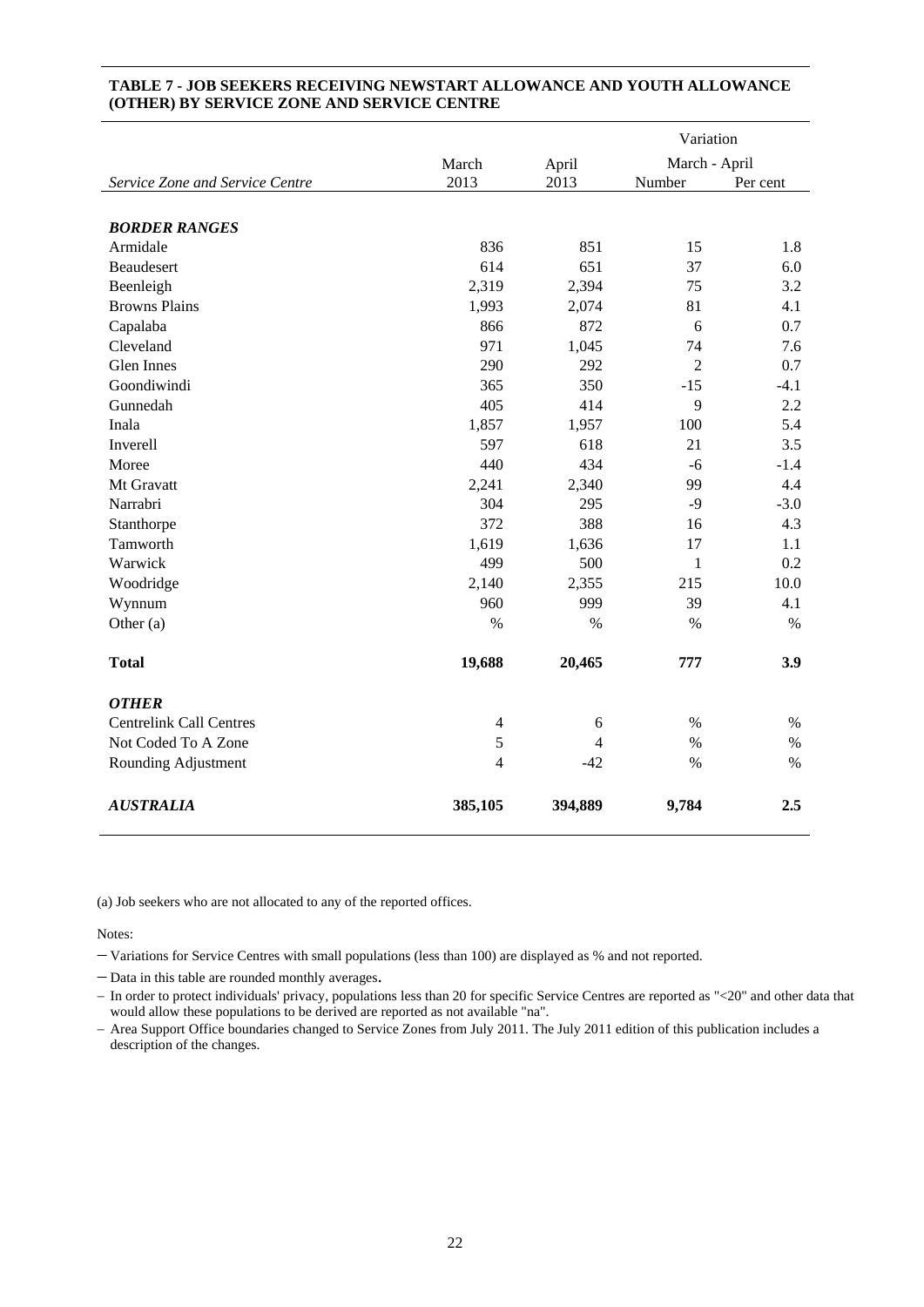**TABLE 7 - JOB SEEKERS RECEIVING NEWSTART ALLOWANCE AND YOUTH ALLOWANCE (OTHER) BY SERVICE ZONE AND SERVICE CENTRE**

| | | | Variation | |
|---|---|---|---|---|
| | March | April | March - April | |
| *Service Zone and Service Centre* | 2013 | 2013 | Number | Per cent |
| ***BORDER RANGES*** | | | | |
| Armidale | 836 | 851 | 15 | 1.8 |
| Beaudesert | 614 | 651 | 37 | 6.0 |
| Beenleigh | 2,319 | 2,394 | 75 | 3.2 |
| Browns Plains | 1,993 | 2,074 | 81 | 4.1 |
| Capalaba | 866 | 872 | 6 | 0.7 |
| Cleveland | 971 | 1,045 | 74 | 7.6 |
| Glen Innes | 290 | 292 | 2 | 0.7 |
| Goondiwindi | 365 | 350 | -15 | -4.1 |
| Gunnedah | 405 | 414 | 9 | 2.2 |
| Inala | 1,857 | 1,957 | 100 | 5.4 |
| Inverell | 597 | 618 | 21 | 3.5 |
| Moree | 440 | 434 | -6 | -1.4 |
| Mt Gravatt | 2,241 | 2,340 | 99 | 4.4 |
| Narrabri | 304 | 295 | -9 | -3.0 |
| Stanthorpe | 372 | 388 | 16 | 4.3 |
| Tamworth | 1,619 | 1,636 | 17 | 1.1 |
| Warwick | 499 | 500 | 1 | 0.2 |
| Woodridge | 2,140 | 2,355 | 215 | 10.0 |
| Wynnum | 960 | 999 | 39 | 4.1 |
| Other (a) | % | % | % | % |
| **Total** | **19,688** | **20,465** | **777** | **3.9** |
| ***OTHER*** | | | | |
| Centrelink Call Centres | 4 | 6 | % | % |
| Not Coded To A Zone | 5 | 4 | % | % |
| Rounding Adjustment | 4 | -42 | % | % |
| ***AUSTRALIA*** | **385,105** | **394,889** | **9,784** | **2.5** |

(a) Job seekers who are not allocated to any of the reported offices.

Notes:

- Variations for Service Centres with small populations (less than 100) are displayed as % and not reported.
- Data in this table are rounded monthly averages.
- In order to protect individuals' privacy, populations less than 20 for specific Service Centres are reported as "<20" and other data that would allow these populations to be derived are reported as not available "na".
- Area Support Office boundaries changed to Service Zones from July 2011. The July 2011 edition of this publication includes a description of the changes.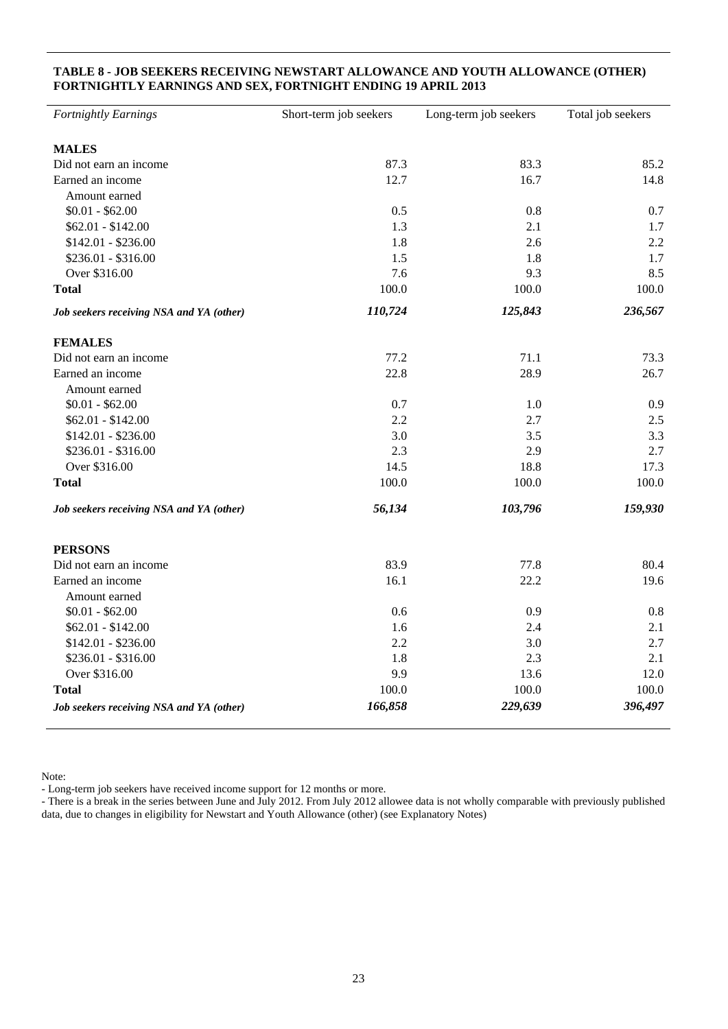**TABLE 8 - JOB SEEKERS RECEIVING NEWSTART ALLOWANCE AND YOUTH ALLOWANCE (OTHER) FORTNIGHTLY EARNINGS AND SEX, FORTNIGHT ENDING 19 APRIL 2013**

| *Fortnightly Earnings* | Short-term job seekers | Long-term job seekers | Total job seekers |
|---|---|---|---|
| **MALES** | | | |
| Did not earn an income | 87.3 | 83.3 | 85.2 |
| Earned an income | 12.7 | 16.7 | 14.8 |
| Amount earned | | | |
| $0.01 - $62.00 | 0.5 | 0.8 | 0.7 |
| $62.01 - $142.00 | 1.3 | 2.1 | 1.7 |
| $142.01 - $236.00 | 1.8 | 2.6 | 2.2 |
| $236.01 - $316.00 | 1.5 | 1.8 | 1.7 |
| Over $316.00 | 7.6 | 9.3 | 8.5 |
| **Total** | 100.0 | 100.0 | 100.0 |
| ***Job seekers receiving NSA and YA (other)*** | ***110,724*** | ***125,843*** | ***236,567*** |
| **FEMALES** | | | |
| Did not earn an income | 77.2 | 71.1 | 73.3 |
| Earned an income | 22.8 | 28.9 | 26.7 |
| Amount earned | | | |
| $0.01 - $62.00 | 0.7 | 1.0 | 0.9 |
| $62.01 - $142.00 | 2.2 | 2.7 | 2.5 |
| $142.01 - $236.00 | 3.0 | 3.5 | 3.3 |
| $236.01 - $316.00 | 2.3 | 2.9 | 2.7 |
| Over $316.00 | 14.5 | 18.8 | 17.3 |
| **Total** | 100.0 | 100.0 | 100.0 |
| ***Job seekers receiving NSA and YA (other)*** | ***56,134*** | ***103,796*** | ***159,930*** |
| **PERSONS** | | | |
| Did not earn an income | 83.9 | 77.8 | 80.4 |
| Earned an income | 16.1 | 22.2 | 19.6 |
| Amount earned | | | |
| $0.01 - $62.00 | 0.6 | 0.9 | 0.8 |
| $62.01 - $142.00 | 1.6 | 2.4 | 2.1 |
| $142.01 - $236.00 | 2.2 | 3.0 | 2.7 |
| $236.01 - $316.00 | 1.8 | 2.3 | 2.1 |
| Over $316.00 | 9.9 | 13.6 | 12.0 |
| **Total** | 100.0 | 100.0 | 100.0 |
| ***Job seekers receiving NSA and YA (other)*** | ***166,858*** | ***229,639*** | ***396,497*** |

Note:

- Long-term job seekers have received income support for 12 months or more.
- There is a break in the series between June and July 2012. From July 2012 allowee data is not wholly comparable with previously published data, due to changes in eligibility for Newstart and Youth Allowance (other) (see Explanatory Notes)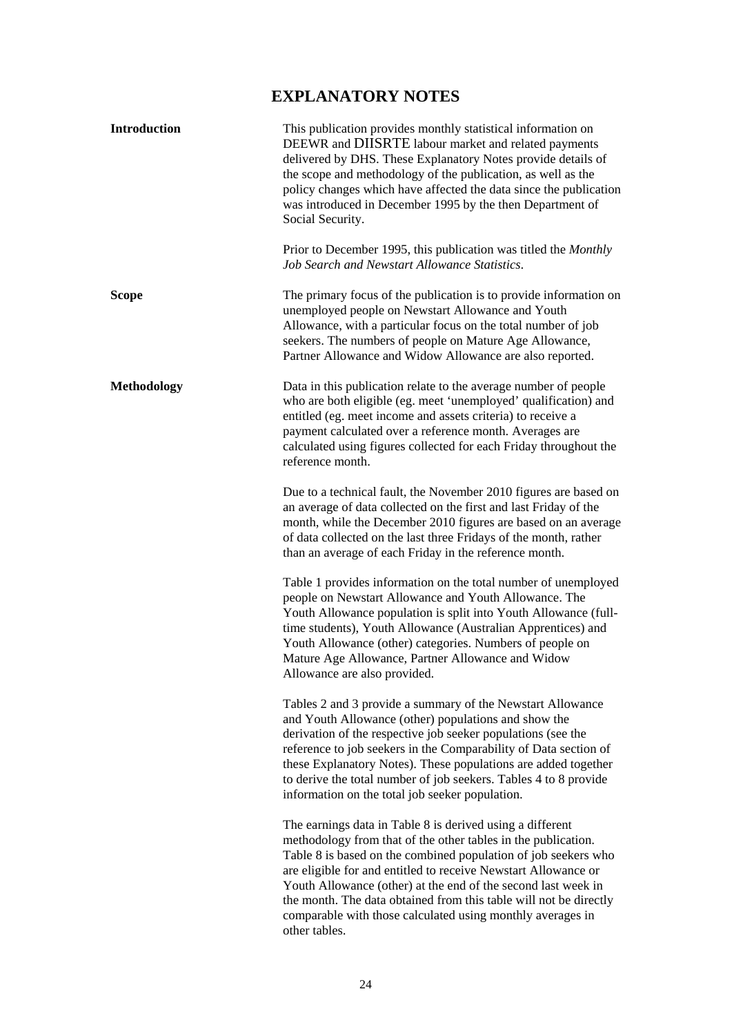# EXPLANATORY NOTES

## Introduction

This publication provides monthly statistical information on DEEWR and DIISRTE labour market and related payments delivered by DHS. These Explanatory Notes provide details of the scope and methodology of the publication, as well as the policy changes which have affected the data since the publication was introduced in December 1995 by the then Department of Social Security.

Prior to December 1995, this publication was titled the *Monthly Job Search and Newstart Allowance Statistics*.

## Scope

The primary focus of the publication is to provide information on unemployed people on Newstart Allowance and Youth Allowance, with a particular focus on the total number of job seekers. The numbers of people on Mature Age Allowance, Partner Allowance and Widow Allowance are also reported.

## Methodology

Data in this publication relate to the average number of people who are both eligible (eg. meet 'unemployed' qualification) and entitled (eg. meet income and assets criteria) to receive a payment calculated over a reference month. Averages are calculated using figures collected for each Friday throughout the reference month.

Due to a technical fault, the November 2010 figures are based on an average of data collected on the first and last Friday of the month, while the December 2010 figures are based on an average of data collected on the last three Fridays of the month, rather than an average of each Friday in the reference month.

Table 1 provides information on the total number of unemployed people on Newstart Allowance and Youth Allowance. The Youth Allowance population is split into Youth Allowance (full-time students), Youth Allowance (Australian Apprentices) and Youth Allowance (other) categories. Numbers of people on Mature Age Allowance, Partner Allowance and Widow Allowance are also provided.

Tables 2 and 3 provide a summary of the Newstart Allowance and Youth Allowance (other) populations and show the derivation of the respective job seeker populations (see the reference to job seekers in the Comparability of Data section of these Explanatory Notes). These populations are added together to derive the total number of job seekers. Tables 4 to 8 provide information on the total job seeker population.

The earnings data in Table 8 is derived using a different methodology from that of the other tables in the publication. Table 8 is based on the combined population of job seekers who are eligible for and entitled to receive Newstart Allowance or Youth Allowance (other) at the end of the second last week in the month. The data obtained from this table will not be directly comparable with those calculated using monthly averages in other tables.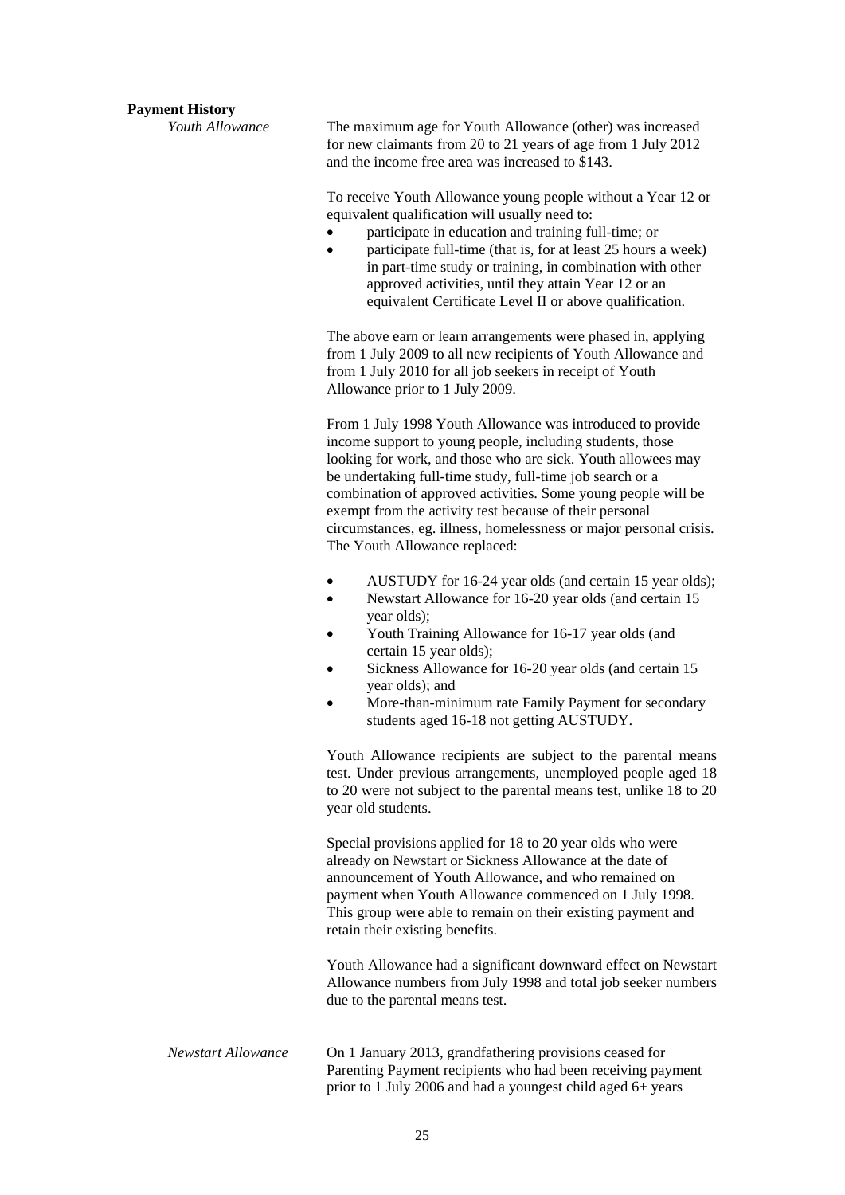**Payment History**

*Youth Allowance*

The maximum age for Youth Allowance (other) was increased for new claimants from 20 to 21 years of age from 1 July 2012 and the income free area was increased to $143.

To receive Youth Allowance young people without a Year 12 or equivalent qualification will usually need to:

- participate in education and training full-time; or
- participate full-time (that is, for at least 25 hours a week) in part-time study or training, in combination with other approved activities, until they attain Year 12 or an equivalent Certificate Level II or above qualification.

The above earn or learn arrangements were phased in, applying from 1 July 2009 to all new recipients of Youth Allowance and from 1 July 2010 for all job seekers in receipt of Youth Allowance prior to 1 July 2009.

From 1 July 1998 Youth Allowance was introduced to provide income support to young people, including students, those looking for work, and those who are sick. Youth allowees may be undertaking full-time study, full-time job search or a combination of approved activities. Some young people will be exempt from the activity test because of their personal circumstances, eg. illness, homelessness or major personal crisis. The Youth Allowance replaced:

- AUSTUDY for 16-24 year olds (and certain 15 year olds);
- Newstart Allowance for 16-20 year olds (and certain 15 year olds);
- Youth Training Allowance for 16-17 year olds (and certain 15 year olds);
- Sickness Allowance for 16-20 year olds (and certain 15 year olds); and
- More-than-minimum rate Family Payment for secondary students aged 16-18 not getting AUSTUDY.

Youth Allowance recipients are subject to the parental means test. Under previous arrangements, unemployed people aged 18 to 20 were not subject to the parental means test, unlike 18 to 20 year old students.

Special provisions applied for 18 to 20 year olds who were already on Newstart or Sickness Allowance at the date of announcement of Youth Allowance, and who remained on payment when Youth Allowance commenced on 1 July 1998. This group were able to remain on their existing payment and retain their existing benefits.

Youth Allowance had a significant downward effect on Newstart Allowance numbers from July 1998 and total job seeker numbers due to the parental means test.

*Newstart Allowance*

On 1 January 2013, grandfathering provisions ceased for Parenting Payment recipients who had been receiving payment prior to 1 July 2006 and had a youngest child aged 6+ years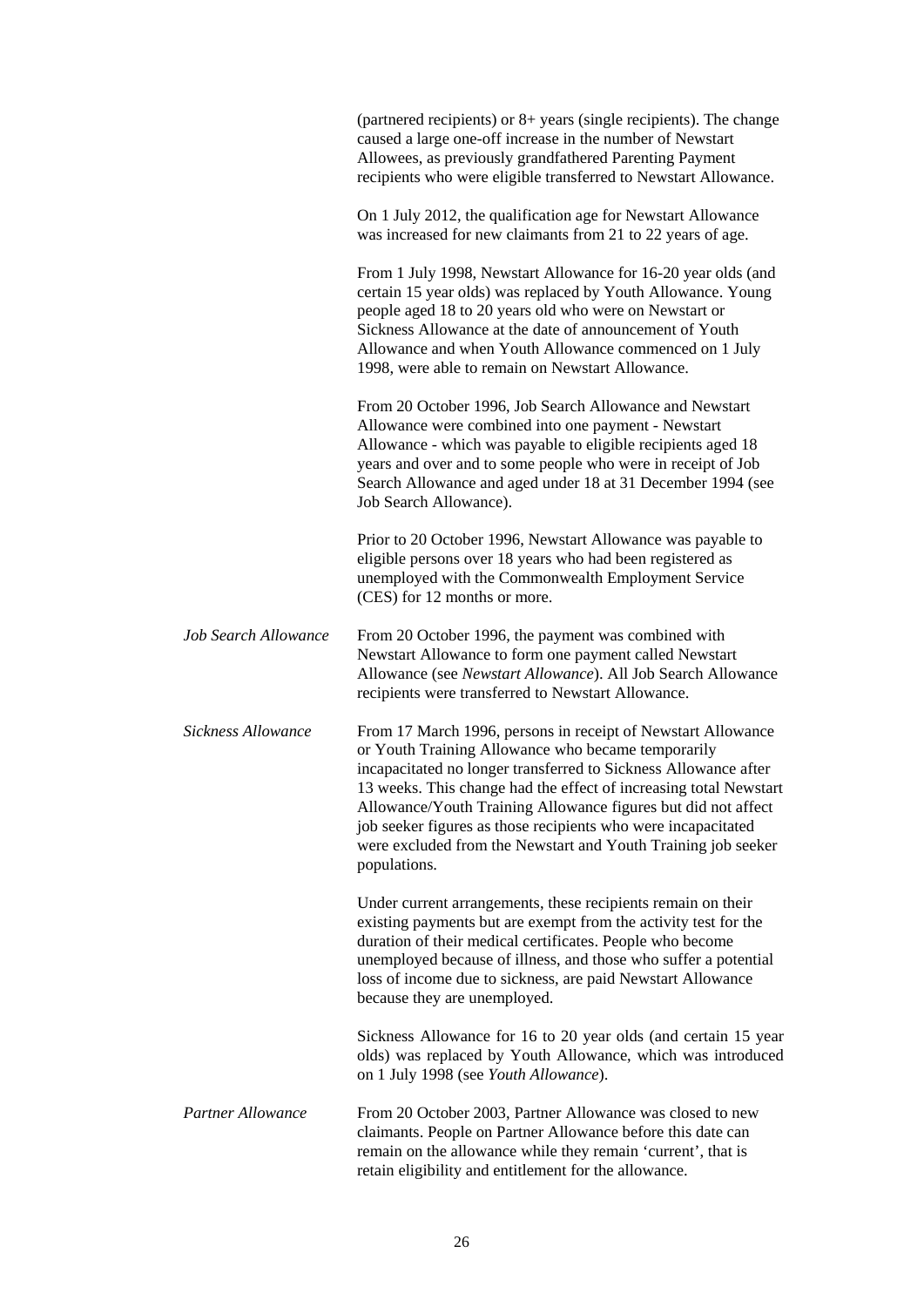(partnered recipients) or 8+ years (single recipients). The change caused a large one-off increase in the number of Newstart Allowees, as previously grandfathered Parenting Payment recipients who were eligible transferred to Newstart Allowance.

On 1 July 2012, the qualification age for Newstart Allowance was increased for new claimants from 21 to 22 years of age.

From 1 July 1998, Newstart Allowance for 16-20 year olds (and certain 15 year olds) was replaced by Youth Allowance. Young people aged 18 to 20 years old who were on Newstart or Sickness Allowance at the date of announcement of Youth Allowance and when Youth Allowance commenced on 1 July 1998, were able to remain on Newstart Allowance.

From 20 October 1996, Job Search Allowance and Newstart Allowance were combined into one payment - Newstart Allowance - which was payable to eligible recipients aged 18 years and over and to some people who were in receipt of Job Search Allowance and aged under 18 at 31 December 1994 (see Job Search Allowance).

Prior to 20 October 1996, Newstart Allowance was payable to eligible persons over 18 years who had been registered as unemployed with the Commonwealth Employment Service (CES) for 12 months or more.

*Job Search Allowance*

From 20 October 1996, the payment was combined with Newstart Allowance to form one payment called Newstart Allowance (see *Newstart Allowance*). All Job Search Allowance recipients were transferred to Newstart Allowance.

*Sickness Allowance*

From 17 March 1996, persons in receipt of Newstart Allowance or Youth Training Allowance who became temporarily incapacitated no longer transferred to Sickness Allowance after 13 weeks. This change had the effect of increasing total Newstart Allowance/Youth Training Allowance figures but did not affect job seeker figures as those recipients who were incapacitated were excluded from the Newstart and Youth Training job seeker populations.

Under current arrangements, these recipients remain on their existing payments but are exempt from the activity test for the duration of their medical certificates. People who become unemployed because of illness, and those who suffer a potential loss of income due to sickness, are paid Newstart Allowance because they are unemployed.

Sickness Allowance for 16 to 20 year olds (and certain 15 year olds) was replaced by Youth Allowance, which was introduced on 1 July 1998 (see *Youth Allowance*).

*Partner Allowance*

From 20 October 2003, Partner Allowance was closed to new claimants. People on Partner Allowance before this date can remain on the allowance while they remain 'current', that is retain eligibility and entitlement for the allowance.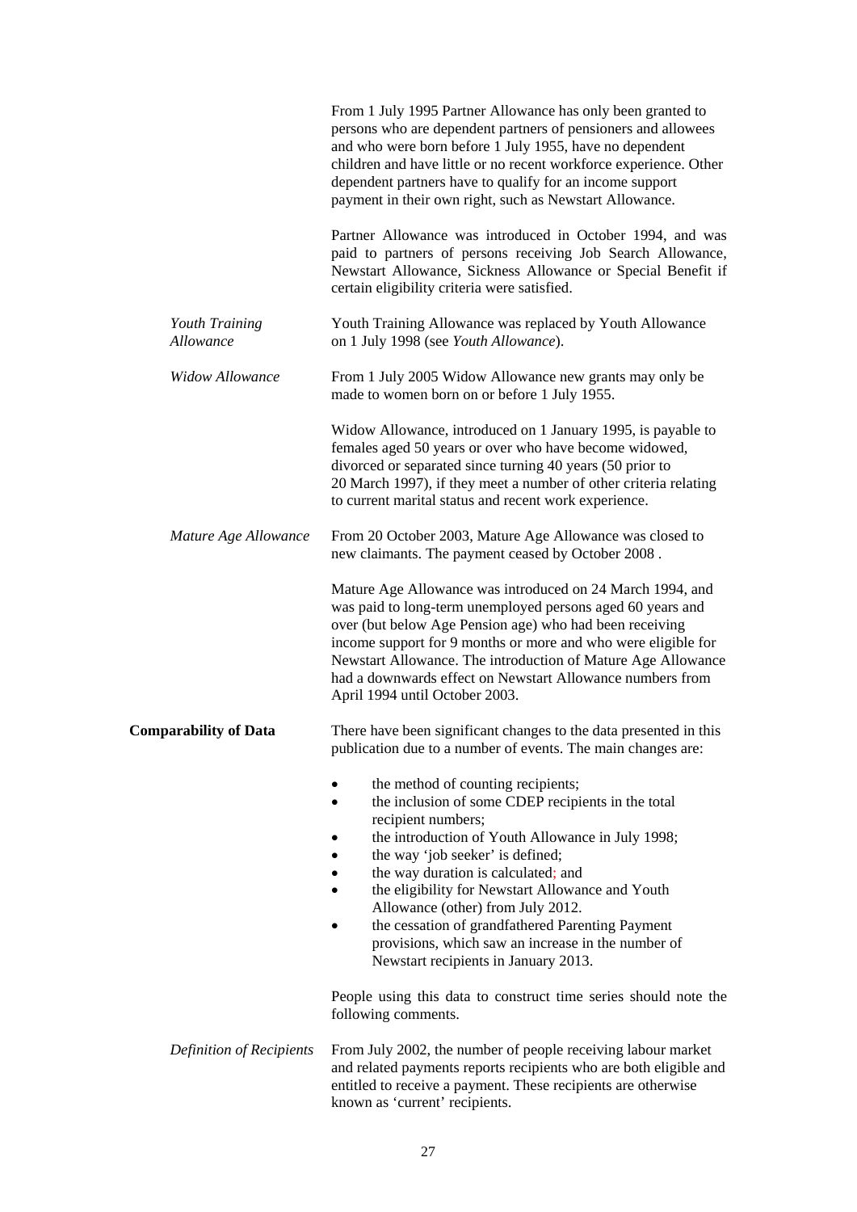From 1 July 1995 Partner Allowance has only been granted to persons who are dependent partners of pensioners and allowees and who were born before 1 July 1955, have no dependent children and have little or no recent workforce experience. Other dependent partners have to qualify for an income support payment in their own right, such as Newstart Allowance.

Partner Allowance was introduced in October 1994, and was paid to partners of persons receiving Job Search Allowance, Newstart Allowance, Sickness Allowance or Special Benefit if certain eligibility criteria were satisfied.

*Youth Training Allowance*

Youth Training Allowance was replaced by Youth Allowance on 1 July 1998 (see *Youth Allowance*).

*Widow Allowance*

From 1 July 2005 Widow Allowance new grants may only be made to women born on or before 1 July 1955.

Widow Allowance, introduced on 1 January 1995, is payable to females aged 50 years or over who have become widowed, divorced or separated since turning 40 years (50 prior to 20 March 1997), if they meet a number of other criteria relating to current marital status and recent work experience.

*Mature Age Allowance*

From 20 October 2003, Mature Age Allowance was closed to new claimants. The payment ceased by October 2008 .

Mature Age Allowance was introduced on 24 March 1994, and was paid to long-term unemployed persons aged 60 years and over (but below Age Pension age) who had been receiving income support for 9 months or more and who were eligible for Newstart Allowance. The introduction of Mature Age Allowance had a downwards effect on Newstart Allowance numbers from April 1994 until October 2003.

**Comparability of Data**

There have been significant changes to the data presented in this publication due to a number of events. The main changes are:

- the method of counting recipients;
- the inclusion of some CDEP recipients in the total recipient numbers;
- the introduction of Youth Allowance in July 1998;
- the way 'job seeker' is defined;
- the way duration is calculated; and
- the eligibility for Newstart Allowance and Youth Allowance (other) from July 2012.
- the cessation of grandfathered Parenting Payment provisions, which saw an increase in the number of Newstart recipients in January 2013.

People using this data to construct time series should note the following comments.

*Definition of Recipients*

From July 2002, the number of people receiving labour market and related payments reports recipients who are both eligible and entitled to receive a payment. These recipients are otherwise known as 'current' recipients.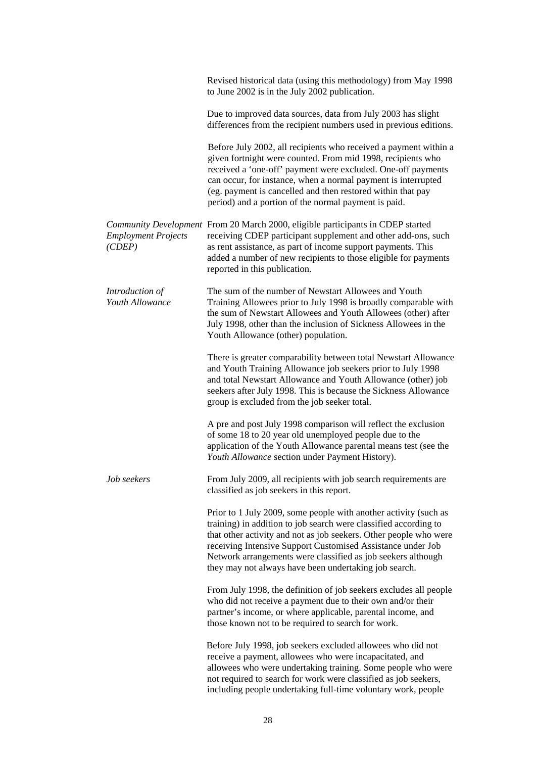Revised historical data (using this methodology) from May 1998 to June 2002 is in the July 2002 publication.

Due to improved data sources, data from July 2003 has slight differences from the recipient numbers used in previous editions.

Before July 2002, all recipients who received a payment within a given fortnight were counted. From mid 1998, recipients who received a 'one-off' payment were excluded. One-off payments can occur, for instance, when a normal payment is interrupted (eg. payment is cancelled and then restored within that pay period) and a portion of the normal payment is paid.

*Community Development Employment Projects (CDEP)*

From 20 March 2000, eligible participants in CDEP started receiving CDEP participant supplement and other add-ons, such as rent assistance, as part of income support payments. This added a number of new recipients to those eligible for payments reported in this publication.

*Introduction of Youth Allowance*

The sum of the number of Newstart Allowees and Youth Training Allowees prior to July 1998 is broadly comparable with the sum of Newstart Allowees and Youth Allowees (other) after July 1998, other than the inclusion of Sickness Allowees in the Youth Allowance (other) population.

There is greater comparability between total Newstart Allowance and Youth Training Allowance job seekers prior to July 1998 and total Newstart Allowance and Youth Allowance (other) job seekers after July 1998. This is because the Sickness Allowance group is excluded from the job seeker total.

A pre and post July 1998 comparison will reflect the exclusion of some 18 to 20 year old unemployed people due to the application of the Youth Allowance parental means test (see the *Youth Allowance* section under Payment History).

*Job seekers*

From July 2009, all recipients with job search requirements are classified as job seekers in this report.

Prior to 1 July 2009, some people with another activity (such as training) in addition to job search were classified according to that other activity and not as job seekers. Other people who were receiving Intensive Support Customised Assistance under Job Network arrangements were classified as job seekers although they may not always have been undertaking job search.

From July 1998, the definition of job seekers excludes all people who did not receive a payment due to their own and/or their partner's income, or where applicable, parental income, and those known not to be required to search for work.

Before July 1998, job seekers excluded allowees who did not receive a payment, allowees who were incapacitated, and allowees who were undertaking training. Some people who were not required to search for work were classified as job seekers, including people undertaking full-time voluntary work, people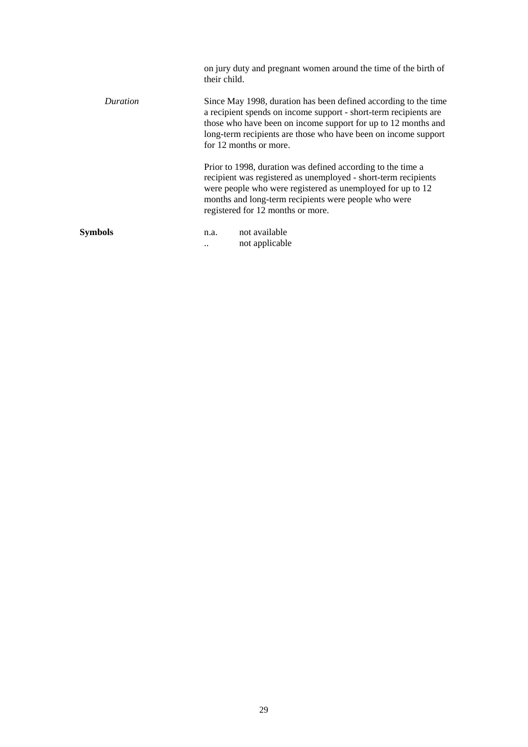on jury duty and pregnant women around the time of the birth of their child.

*Duration*

Since May 1998, duration has been defined according to the time a recipient spends on income support - short-term recipients are those who have been on income support for up to 12 months and long-term recipients are those who have been on income support for 12 months or more.

Prior to 1998, duration was defined according to the time a recipient was registered as unemployed - short-term recipients were people who were registered as unemployed for up to 12 months and long-term recipients were people who were registered for 12 months or more.

**Symbols**

n.a. not available
.. not applicable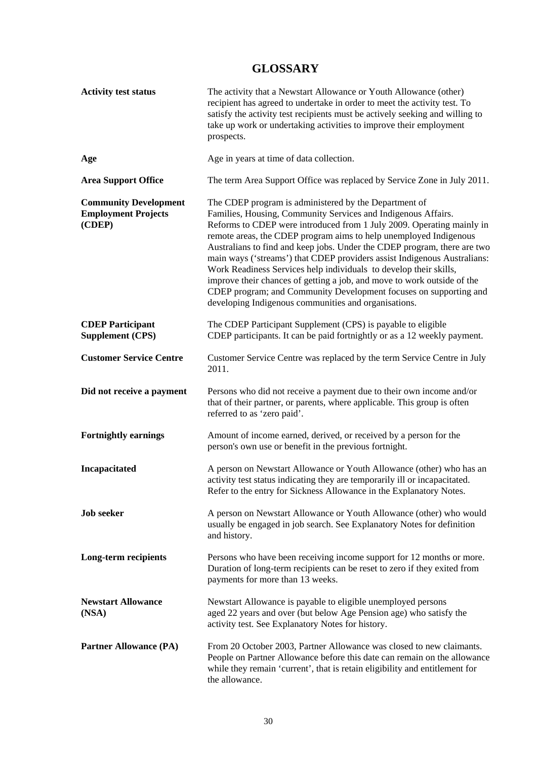# GLOSSARY

**Activity test status**
The activity that a Newstart Allowance or Youth Allowance (other) recipient has agreed to undertake in order to meet the activity test. To satisfy the activity test recipients must be actively seeking and willing to take up work or undertaking activities to improve their employment prospects.

**Age**
Age in years at time of data collection.

**Area Support Office**
The term Area Support Office was replaced by Service Zone in July 2011.

**Community Development Employment Projects (CDEP)**
The CDEP program is administered by the Department of Families, Housing, Community Services and Indigenous Affairs. Reforms to CDEP were introduced from 1 July 2009. Operating mainly in remote areas, the CDEP program aims to help unemployed Indigenous Australians to find and keep jobs. Under the CDEP program, there are two main ways ('streams') that CDEP providers assist Indigenous Australians: Work Readiness Services help individuals to develop their skills, improve their chances of getting a job, and move to work outside of the CDEP program; and Community Development focuses on supporting and developing Indigenous communities and organisations.

**CDEP Participant Supplement (CPS)**
The CDEP Participant Supplement (CPS) is payable to eligible CDEP participants. It can be paid fortnightly or as a 12 weekly payment.

**Customer Service Centre**
Customer Service Centre was replaced by the term Service Centre in July 2011.

**Did not receive a payment**
Persons who did not receive a payment due to their own income and/or that of their partner, or parents, where applicable. This group is often referred to as 'zero paid'.

**Fortnightly earnings**
Amount of income earned, derived, or received by a person for the person's own use or benefit in the previous fortnight.

**Incapacitated**
A person on Newstart Allowance or Youth Allowance (other) who has an activity test status indicating they are temporarily ill or incapacitated. Refer to the entry for Sickness Allowance in the Explanatory Notes.

**Job seeker**
A person on Newstart Allowance or Youth Allowance (other) who would usually be engaged in job search. See Explanatory Notes for definition and history.

**Long-term recipients**
Persons who have been receiving income support for 12 months or more. Duration of long-term recipients can be reset to zero if they exited from payments for more than 13 weeks.

**Newstart Allowance (NSA)**
Newstart Allowance is payable to eligible unemployed persons aged 22 years and over (but below Age Pension age) who satisfy the activity test. See Explanatory Notes for history.

**Partner Allowance (PA)**
From 20 October 2003, Partner Allowance was closed to new claimants. People on Partner Allowance before this date can remain on the allowance while they remain 'current', that is retain eligibility and entitlement for the allowance.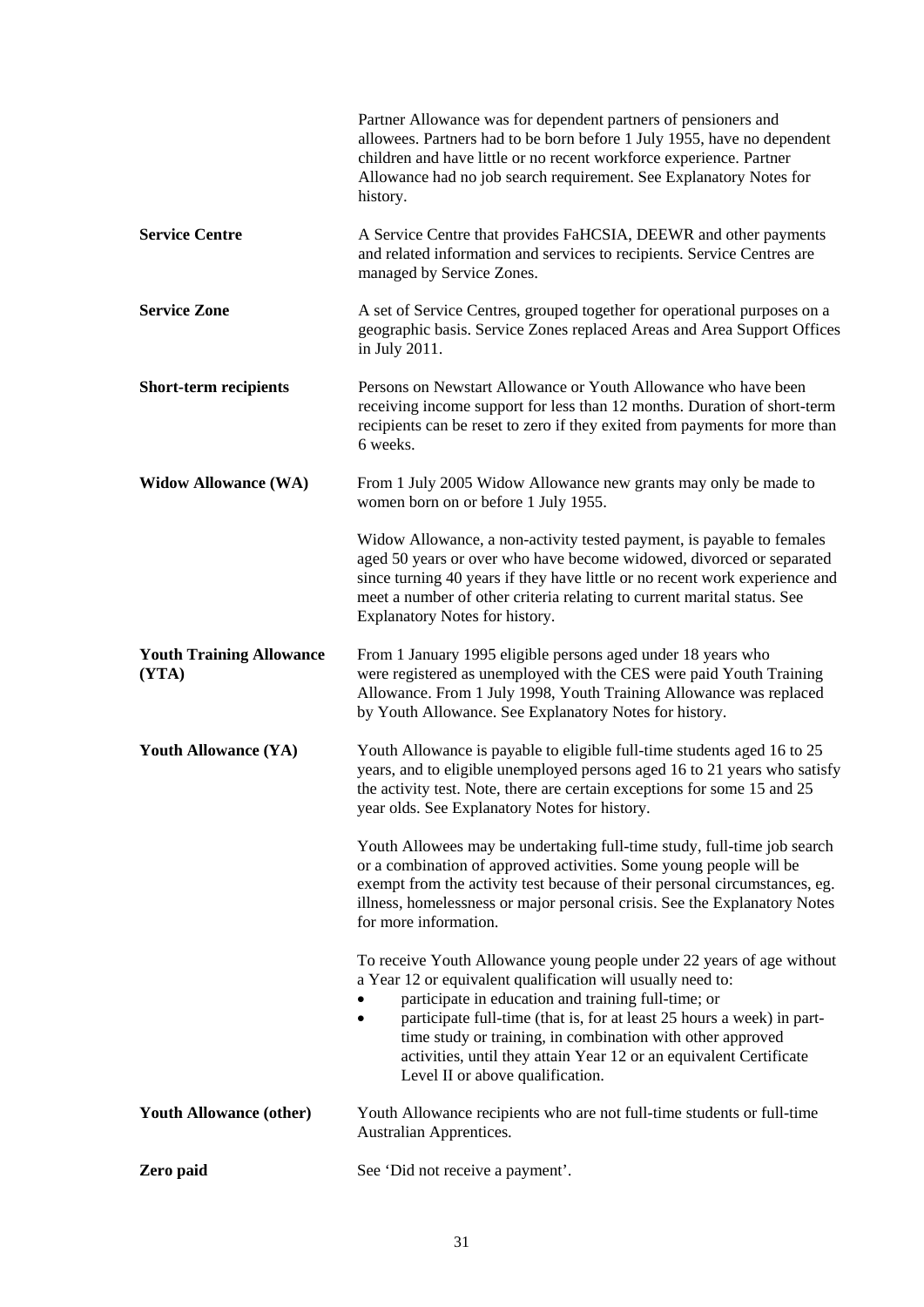Partner Allowance was for dependent partners of pensioners and allowees. Partners had to be born before 1 July 1955, have no dependent children and have little or no recent workforce experience. Partner Allowance had no job search requirement. See Explanatory Notes for history.

**Service Centre**

A Service Centre that provides FaHCSIA, DEEWR and other payments and related information and services to recipients. Service Centres are managed by Service Zones.

**Service Zone**

A set of Service Centres, grouped together for operational purposes on a geographic basis. Service Zones replaced Areas and Area Support Offices in July 2011.

**Short-term recipients**

Persons on Newstart Allowance or Youth Allowance who have been receiving income support for less than 12 months. Duration of short-term recipients can be reset to zero if they exited from payments for more than 6 weeks.

**Widow Allowance (WA)**

From 1 July 2005 Widow Allowance new grants may only be made to women born on or before 1 July 1955.

Widow Allowance, a non-activity tested payment, is payable to females aged 50 years or over who have become widowed, divorced or separated since turning 40 years if they have little or no recent work experience and meet a number of other criteria relating to current marital status. See Explanatory Notes for history.

**Youth Training Allowance (YTA)**

From 1 January 1995 eligible persons aged under 18 years who were registered as unemployed with the CES were paid Youth Training Allowance. From 1 July 1998, Youth Training Allowance was replaced by Youth Allowance. See Explanatory Notes for history.

**Youth Allowance (YA)**

Youth Allowance is payable to eligible full-time students aged 16 to 25 years, and to eligible unemployed persons aged 16 to 21 years who satisfy the activity test. Note, there are certain exceptions for some 15 and 25 year olds. See Explanatory Notes for history.

Youth Allowees may be undertaking full-time study, full-time job search or a combination of approved activities. Some young people will be exempt from the activity test because of their personal circumstances, eg. illness, homelessness or major personal crisis. See the Explanatory Notes for more information.

To receive Youth Allowance young people under 22 years of age without a Year 12 or equivalent qualification will usually need to:

- participate in education and training full-time; or
- participate full-time (that is, for at least 25 hours a week) in part-time study or training, in combination with other approved activities, until they attain Year 12 or an equivalent Certificate Level II or above qualification.

**Youth Allowance (other)**

Youth Allowance recipients who are not full-time students or full-time Australian Apprentices.

**Zero paid**

See 'Did not receive a payment'.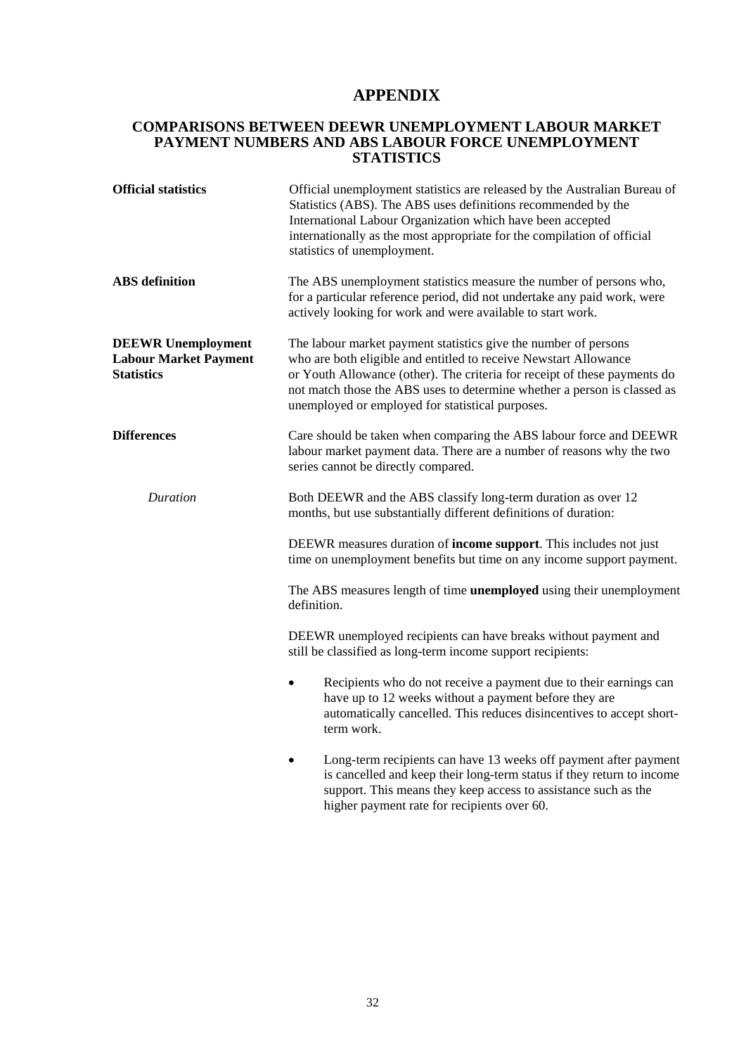# APPENDIX

## COMPARISONS BETWEEN DEEWR UNEMPLOYMENT LABOUR MARKET PAYMENT NUMBERS AND ABS LABOUR FORCE UNEMPLOYMENT STATISTICS

**Official statistics**

Official unemployment statistics are released by the Australian Bureau of Statistics (ABS). The ABS uses definitions recommended by the International Labour Organization which have been accepted internationally as the most appropriate for the compilation of official statistics of unemployment.

**ABS definition**

The ABS unemployment statistics measure the number of persons who, for a particular reference period, did not undertake any paid work, were actively looking for work and were available to start work.

**DEEWR Unemployment Labour Market Payment Statistics**

The labour market payment statistics give the number of persons who are both eligible and entitled to receive Newstart Allowance or Youth Allowance (other). The criteria for receipt of these payments do not match those the ABS uses to determine whether a person is classed as unemployed or employed for statistical purposes.

**Differences**

Care should be taken when comparing the ABS labour force and DEEWR labour market payment data. There are a number of reasons why the two series cannot be directly compared.

*Duration*

Both DEEWR and the ABS classify long-term duration as over 12 months, but use substantially different definitions of duration:

DEEWR measures duration of **income support**. This includes not just time on unemployment benefits but time on any income support payment.

The ABS measures length of time **unemployed** using their unemployment definition.

DEEWR unemployed recipients can have breaks without payment and still be classified as long-term income support recipients:

- Recipients who do not receive a payment due to their earnings can have up to 12 weeks without a payment before they are automatically cancelled. This reduces disincentives to accept short-term work.

- Long-term recipients can have 13 weeks off payment after payment is cancelled and keep their long-term status if they return to income support. This means they keep access to assistance such as the higher payment rate for recipients over 60.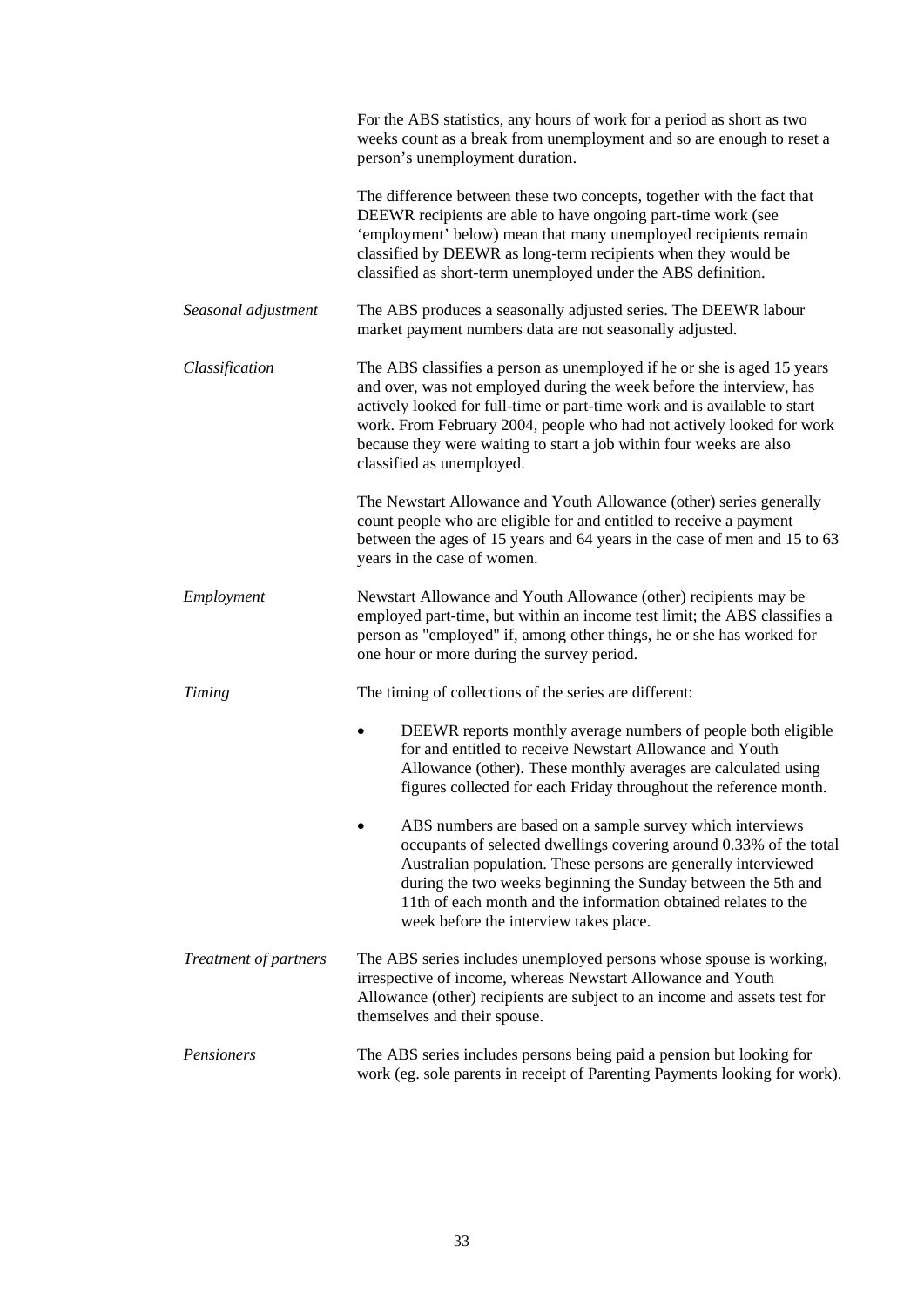For the ABS statistics, any hours of work for a period as short as two weeks count as a break from unemployment and so are enough to reset a person's unemployment duration.

The difference between these two concepts, together with the fact that DEEWR recipients are able to have ongoing part-time work (see 'employment' below) mean that many unemployed recipients remain classified by DEEWR as long-term recipients when they would be classified as short-term unemployed under the ABS definition.

*Seasonal adjustment*

The ABS produces a seasonally adjusted series. The DEEWR labour market payment numbers data are not seasonally adjusted.

*Classification*

The ABS classifies a person as unemployed if he or she is aged 15 years and over, was not employed during the week before the interview, has actively looked for full-time or part-time work and is available to start work. From February 2004, people who had not actively looked for work because they were waiting to start a job within four weeks are also classified as unemployed.

The Newstart Allowance and Youth Allowance (other) series generally count people who are eligible for and entitled to receive a payment between the ages of 15 years and 64 years in the case of men and 15 to 63 years in the case of women.

*Employment*

Newstart Allowance and Youth Allowance (other) recipients may be employed part-time, but within an income test limit; the ABS classifies a person as "employed" if, among other things, he or she has worked for one hour or more during the survey period.

*Timing*

The timing of collections of the series are different:

- DEEWR reports monthly average numbers of people both eligible for and entitled to receive Newstart Allowance and Youth Allowance (other). These monthly averages are calculated using figures collected for each Friday throughout the reference month.

- ABS numbers are based on a sample survey which interviews occupants of selected dwellings covering around 0.33% of the total Australian population. These persons are generally interviewed during the two weeks beginning the Sunday between the 5th and 11th of each month and the information obtained relates to the week before the interview takes place.

*Treatment of partners*

The ABS series includes unemployed persons whose spouse is working, irrespective of income, whereas Newstart Allowance and Youth Allowance (other) recipients are subject to an income and assets test for themselves and their spouse.

*Pensioners*

The ABS series includes persons being paid a pension but looking for work (eg. sole parents in receipt of Parenting Payments looking for work).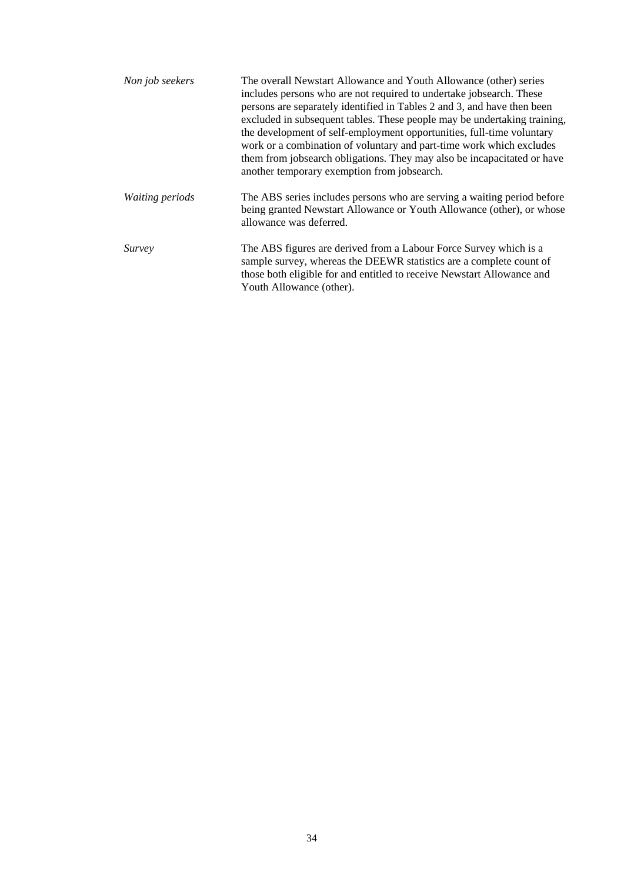*Non job seekers*

The overall Newstart Allowance and Youth Allowance (other) series includes persons who are not required to undertake jobsearch. These persons are separately identified in Tables 2 and 3, and have then been excluded in subsequent tables. These people may be undertaking training, the development of self-employment opportunities, full-time voluntary work or a combination of voluntary and part-time work which excludes them from jobsearch obligations. They may also be incapacitated or have another temporary exemption from jobsearch.

*Waiting periods*

The ABS series includes persons who are serving a waiting period before being granted Newstart Allowance or Youth Allowance (other), or whose allowance was deferred.

*Survey*

The ABS figures are derived from a Labour Force Survey which is a sample survey, whereas the DEEWR statistics are a complete count of those both eligible for and entitled to receive Newstart Allowance and Youth Allowance (other).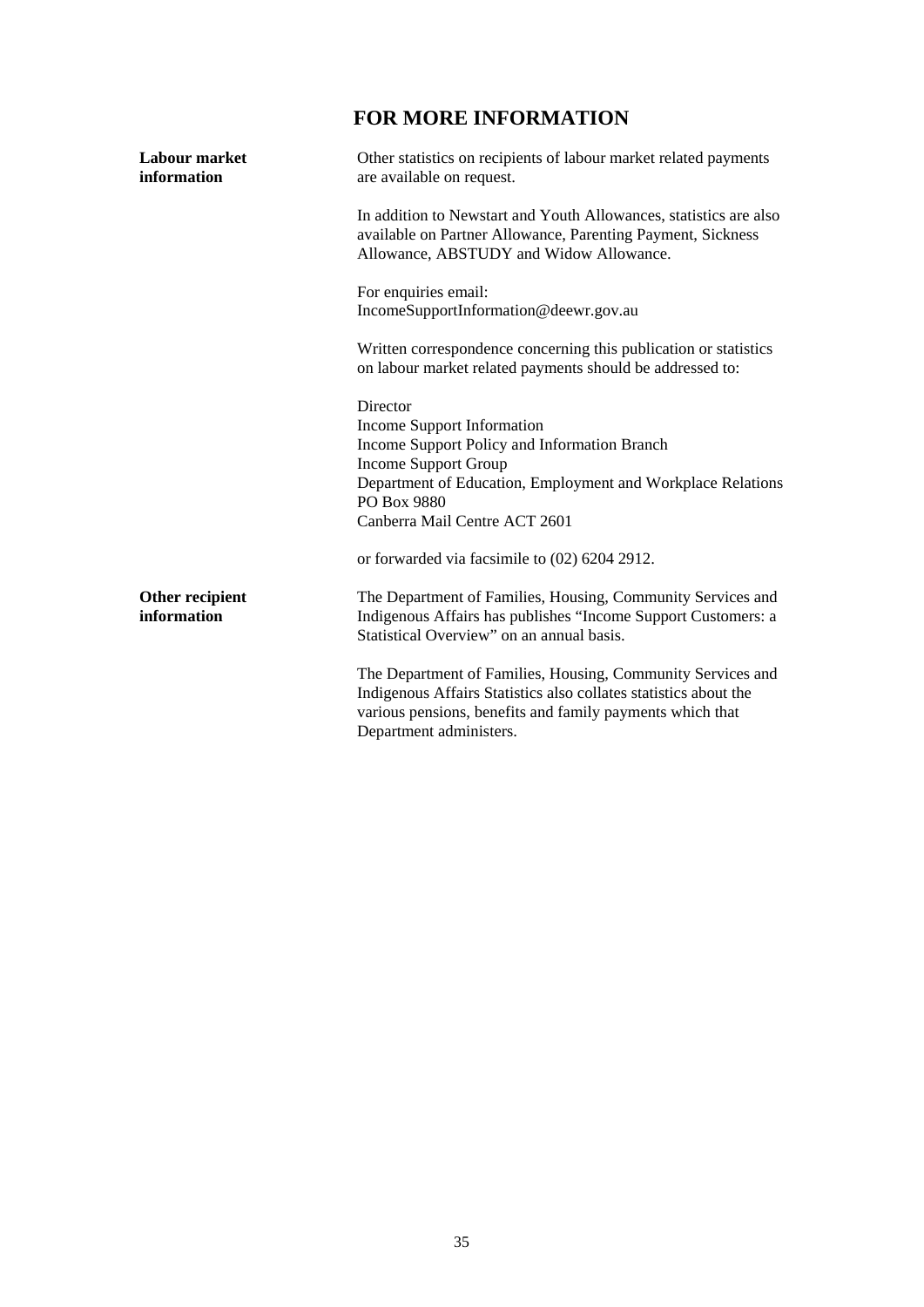# FOR MORE INFORMATION

**Labour market information**

Other statistics on recipients of labour market related payments are available on request.

In addition to Newstart and Youth Allowances, statistics are also available on Partner Allowance, Parenting Payment, Sickness Allowance, ABSTUDY and Widow Allowance.

For enquiries email:
IncomeSupportInformation@deewr.gov.au

Written correspondence concerning this publication or statistics on labour market related payments should be addressed to:

Director
Income Support Information
Income Support Policy and Information Branch
Income Support Group
Department of Education, Employment and Workplace Relations
PO Box 9880
Canberra Mail Centre ACT 2601

or forwarded via facsimile to (02) 6204 2912.

**Other recipient information**

The Department of Families, Housing, Community Services and Indigenous Affairs has publishes "Income Support Customers: a Statistical Overview" on an annual basis.

The Department of Families, Housing, Community Services and Indigenous Affairs Statistics also collates statistics about the various pensions, benefits and family payments which that Department administers.